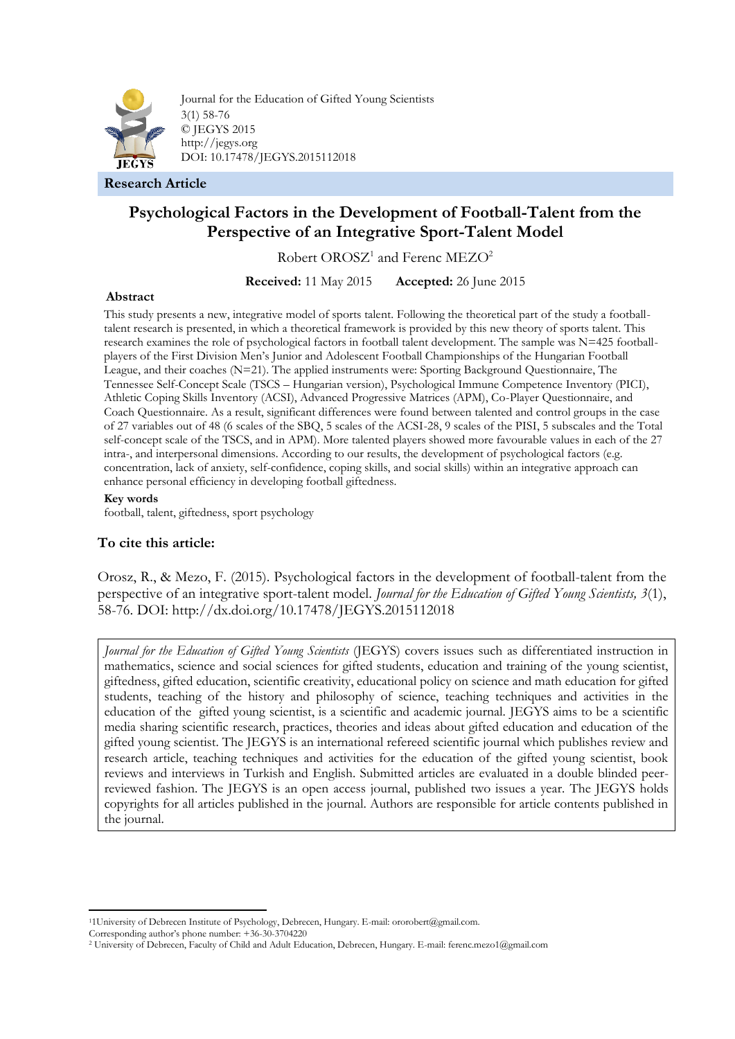Journal for the Education of Gifted Young Scientists
3(1) 58-76
© JEGYS 2015
http://jegys.org
DOI: 10.17478/JEGYS.2015112018

**Research Article**

# Psychological Factors in the Development of Football-Talent from the Perspective of an Integrative Sport-Talent Model

Robert OROSZ[1] and Ferenc MEZO[2]

**Received:** 11 May 2015 **Accepted:** 26 June 2015

### Abstract

This study presents a new, integrative model of sports talent. Following the theoretical part of the study a football-talent research is presented, in which a theoretical framework is provided by this new theory of sports talent. This research examines the role of psychological factors in football talent development. The sample was N=425 football-players of the First Division Men's Junior and Adolescent Football Championships of the Hungarian Football League, and their coaches (N=21). The applied instruments were: Sporting Background Questionnaire, The Tennessee Self-Concept Scale (TSCS – Hungarian version), Psychological Immune Competence Inventory (PICI), Athletic Coping Skills Inventory (ACSI), Advanced Progressive Matrices (APM), Co-Player Questionnaire, and Coach Questionnaire. As a result, significant differences were found between talented and control groups in the case of 27 variables out of 48 (6 scales of the SBQ, 5 scales of the ACSI-28, 9 scales of the PISI, 5 subscales and the Total self-concept scale of the TSCS, and in APM). More talented players showed more favourable values in each of the 27 intra-, and interpersonal dimensions. According to our results, the development of psychological factors (e.g. concentration, lack of anxiety, self-confidence, coping skills, and social skills) within an integrative approach can enhance personal efficiency in developing football giftedness.

**Key words**

football, talent, giftedness, sport psychology

### To cite this article:

Orosz, R., & Mezo, F. (2015). Psychological factors in the development of football-talent from the perspective of an integrative sport-talent model. *Journal for the Education of Gifted Young Scientists, 3*(1), 58-76. DOI: http://dx.doi.org/10.17478/JEGYS.2015112018

*Journal for the Education of Gifted Young Scientists* (JEGYS) covers issues such as differentiated instruction in mathematics, science and social sciences for gifted students, education and training of the young scientist, giftedness, gifted education, scientific creativity, educational policy on science and math education for gifted students, teaching of the history and philosophy of science, teaching techniques and activities in the education of the gifted young scientist, is a scientific and academic journal. JEGYS aims to be a scientific media sharing scientific research, practices, theories and ideas about gifted education and education of the gifted young scientist. The JEGYS is an international refereed scientific journal which publishes review and research article, teaching techniques and activities for the education of the gifted young scientist, book reviews and interviews in Turkish and English. Submitted articles are evaluated in a double blinded peer-reviewed fashion. The JEGYS is an open access journal, published two issues a year. The JEGYS holds copyrights for all articles published in the journal. Authors are responsible for article contents published in the journal.

---

[1] 1University of Debrecen Institute of Psychology, Debrecen, Hungary. E-mail: ororobert@gmail.com.
Corresponding author's phone number: +36-30-3704220

[2] University of Debrecen, Faculty of Child and Adult Education, Debrecen, Hungary. E-mail: ferenc.mezo1@gmail.com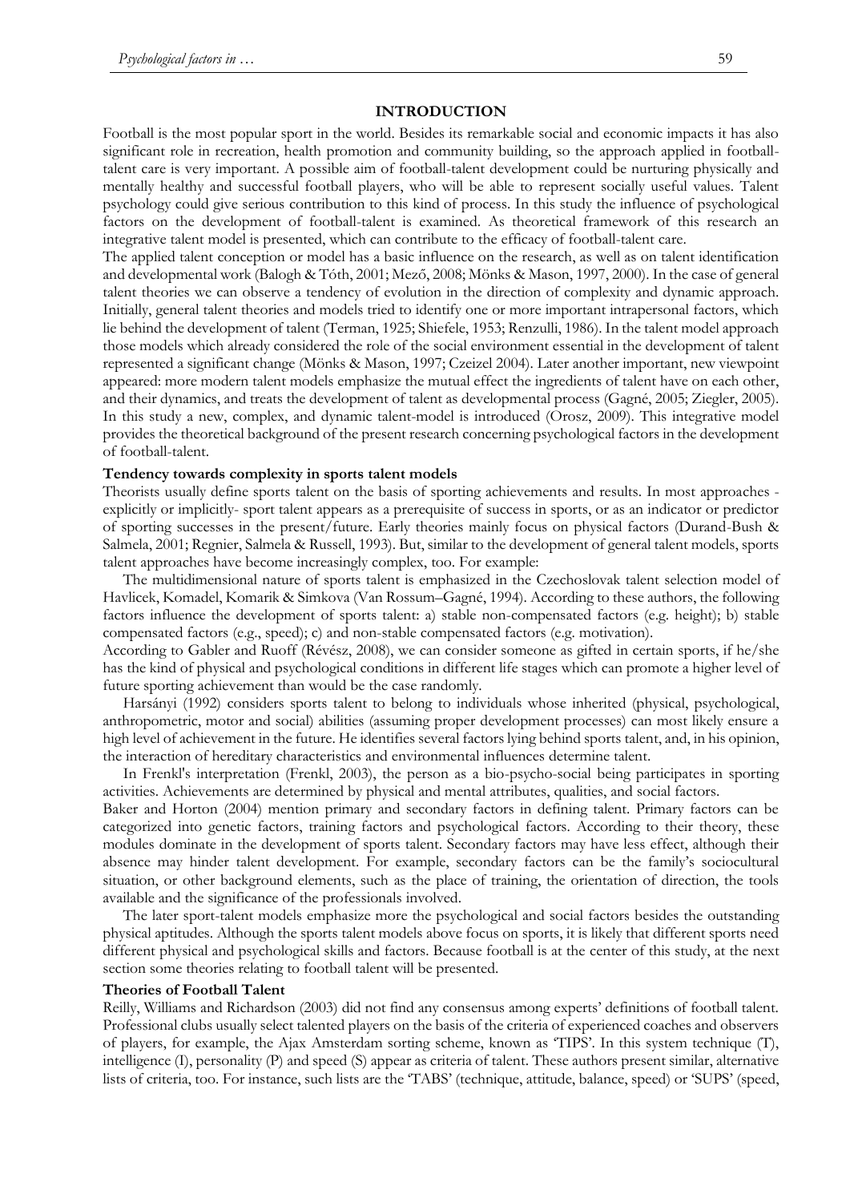## INTRODUCTION

Football is the most popular sport in the world. Besides its remarkable social and economic impacts it has also significant role in recreation, health promotion and community building, so the approach applied in football-talent care is very important. A possible aim of football-talent development could be nurturing physically and mentally healthy and successful football players, who will be able to represent socially useful values. Talent psychology could give serious contribution to this kind of process. In this study the influence of psychological factors on the development of football-talent is examined. As theoretical framework of this research an integrative talent model is presented, which can contribute to the efficacy of football-talent care.

The applied talent conception or model has a basic influence on the research, as well as on talent identification and developmental work (Balogh & Tóth, 2001; Mező, 2008; Mönks & Mason, 1997, 2000). In the case of general talent theories we can observe a tendency of evolution in the direction of complexity and dynamic approach. Initially, general talent theories and models tried to identify one or more important intrapersonal factors, which lie behind the development of talent (Terman, 1925; Shiefele, 1953; Renzulli, 1986). In the talent model approach those models which already considered the role of the social environment essential in the development of talent represented a significant change (Mönks & Mason, 1997; Czeizel 2004). Later another important, new viewpoint appeared: more modern talent models emphasize the mutual effect the ingredients of talent have on each other, and their dynamics, and treats the development of talent as developmental process (Gagné, 2005; Ziegler, 2005). In this study a new, complex, and dynamic talent-model is introduced (Orosz, 2009). This integrative model provides the theoretical background of the present research concerning psychological factors in the development of football-talent.

### Tendency towards complexity in sports talent models

Theorists usually define sports talent on the basis of sporting achievements and results. In most approaches - explicitly or implicitly- sport talent appears as a prerequisite of success in sports, or as an indicator or predictor of sporting successes in the present/future. Early theories mainly focus on physical factors (Durand-Bush & Salmela, 2001; Regnier, Salmela & Russell, 1993). But, similar to the development of general talent models, sports talent approaches have become increasingly complex, too. For example:

The multidimensional nature of sports talent is emphasized in the Czechoslovak talent selection model of Havlicek, Komadel, Komarik & Simkova (Van Rossum–Gagné, 1994). According to these authors, the following factors influence the development of sports talent: a) stable non-compensated factors (e.g. height); b) stable compensated factors (e.g., speed); c) and non-stable compensated factors (e.g. motivation).

According to Gabler and Ruoff (Révész, 2008), we can consider someone as gifted in certain sports, if he/she has the kind of physical and psychological conditions in different life stages which can promote a higher level of future sporting achievement than would be the case randomly.

Harsányi (1992) considers sports talent to belong to individuals whose inherited (physical, psychological, anthropometric, motor and social) abilities (assuming proper development processes) can most likely ensure a high level of achievement in the future. He identifies several factors lying behind sports talent, and, in his opinion, the interaction of hereditary characteristics and environmental influences determine talent.

In Frenkl's interpretation (Frenkl, 2003), the person as a bio-psycho-social being participates in sporting activities. Achievements are determined by physical and mental attributes, qualities, and social factors.

Baker and Horton (2004) mention primary and secondary factors in defining talent. Primary factors can be categorized into genetic factors, training factors and psychological factors. According to their theory, these modules dominate in the development of sports talent. Secondary factors may have less effect, although their absence may hinder talent development. For example, secondary factors can be the family's sociocultural situation, or other background elements, such as the place of training, the orientation of direction, the tools available and the significance of the professionals involved.

The later sport-talent models emphasize more the psychological and social factors besides the outstanding physical aptitudes. Although the sports talent models above focus on sports, it is likely that different sports need different physical and psychological skills and factors. Because football is at the center of this study, at the next section some theories relating to football talent will be presented.

### Theories of Football Talent

Reilly, Williams and Richardson (2003) did not find any consensus among experts' definitions of football talent. Professional clubs usually select talented players on the basis of the criteria of experienced coaches and observers of players, for example, the Ajax Amsterdam sorting scheme, known as 'TIPS'. In this system technique (T), intelligence (I), personality (P) and speed (S) appear as criteria of talent. These authors present similar, alternative lists of criteria, too. For instance, such lists are the 'TABS' (technique, attitude, balance, speed) or 'SUPS' (speed,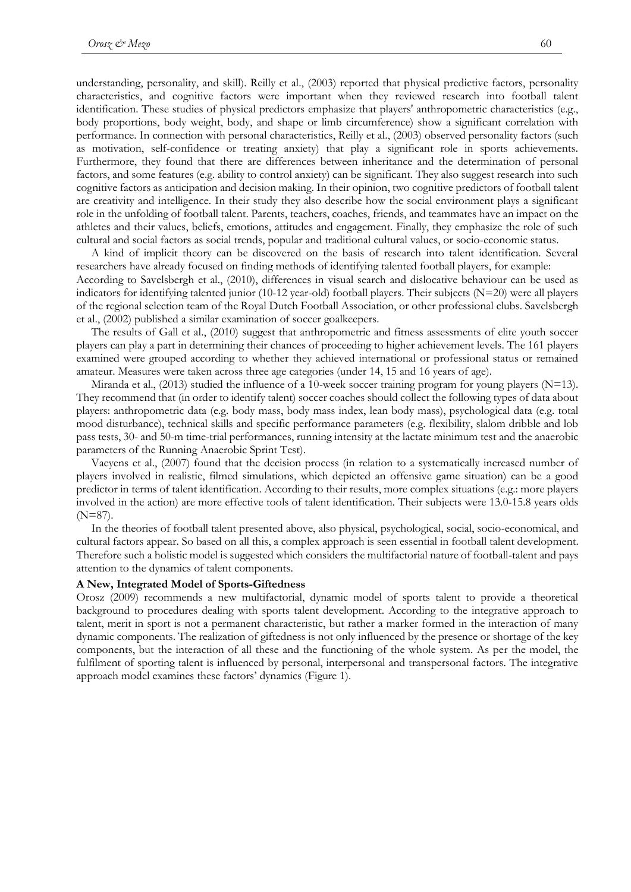understanding, personality, and skill). Reilly et al., (2003) reported that physical predictive factors, personality characteristics, and cognitive factors were important when they reviewed research into football talent identification. These studies of physical predictors emphasize that players' anthropometric characteristics (e.g., body proportions, body weight, body, and shape or limb circumference) show a significant correlation with performance. In connection with personal characteristics, Reilly et al., (2003) observed personality factors (such as motivation, self-confidence or treating anxiety) that play a significant role in sports achievements. Furthermore, they found that there are differences between inheritance and the determination of personal factors, and some features (e.g. ability to control anxiety) can be significant. They also suggest research into such cognitive factors as anticipation and decision making. In their opinion, two cognitive predictors of football talent are creativity and intelligence. In their study they also describe how the social environment plays a significant role in the unfolding of football talent. Parents, teachers, coaches, friends, and teammates have an impact on the athletes and their values, beliefs, emotions, attitudes and engagement. Finally, they emphasize the role of such cultural and social factors as social trends, popular and traditional cultural values, or socio-economic status.

A kind of implicit theory can be discovered on the basis of research into talent identification. Several researchers have already focused on finding methods of identifying talented football players, for example:
According to Savelsbergh et al., (2010), differences in visual search and dislocative behaviour can be used as indicators for identifying talented junior (10-12 year-old) football players. Their subjects (N=20) were all players of the regional selection team of the Royal Dutch Football Association, or other professional clubs. Savelsbergh et al., (2002) published a similar examination of soccer goalkeepers.

The results of Gall et al., (2010) suggest that anthropometric and fitness assessments of elite youth soccer players can play a part in determining their chances of proceeding to higher achievement levels. The 161 players examined were grouped according to whether they achieved international or professional status or remained amateur. Measures were taken across three age categories (under 14, 15 and 16 years of age).

Miranda et al., (2013) studied the influence of a 10-week soccer training program for young players (N=13). They recommend that (in order to identify talent) soccer coaches should collect the following types of data about players: anthropometric data (e.g. body mass, body mass index, lean body mass), psychological data (e.g. total mood disturbance), technical skills and specific performance parameters (e.g. flexibility, slalom dribble and lob pass tests, 30- and 50-m time-trial performances, running intensity at the lactate minimum test and the anaerobic parameters of the Running Anaerobic Sprint Test).

Vaeyens et al., (2007) found that the decision process (in relation to a systematically increased number of players involved in realistic, filmed simulations, which depicted an offensive game situation) can be a good predictor in terms of talent identification. According to their results, more complex situations (e.g.: more players involved in the action) are more effective tools of talent identification. Their subjects were 13.0-15.8 years olds (N=87).

In the theories of football talent presented above, also physical, psychological, social, socio-economical, and cultural factors appear. So based on all this, a complex approach is seen essential in football talent development. Therefore such a holistic model is suggested which considers the multifactorial nature of football-talent and pays attention to the dynamics of talent components.

**A New, Integrated Model of Sports-Giftedness**

Orosz (2009) recommends a new multifactorial, dynamic model of sports talent to provide a theoretical background to procedures dealing with sports talent development. According to the integrative approach to talent, merit in sport is not a permanent characteristic, but rather a marker formed in the interaction of many dynamic components. The realization of giftedness is not only influenced by the presence or shortage of the key components, but the interaction of all these and the functioning of the whole system. As per the model, the fulfilment of sporting talent is influenced by personal, interpersonal and transpersonal factors. The integrative approach model examines these factors' dynamics (Figure 1).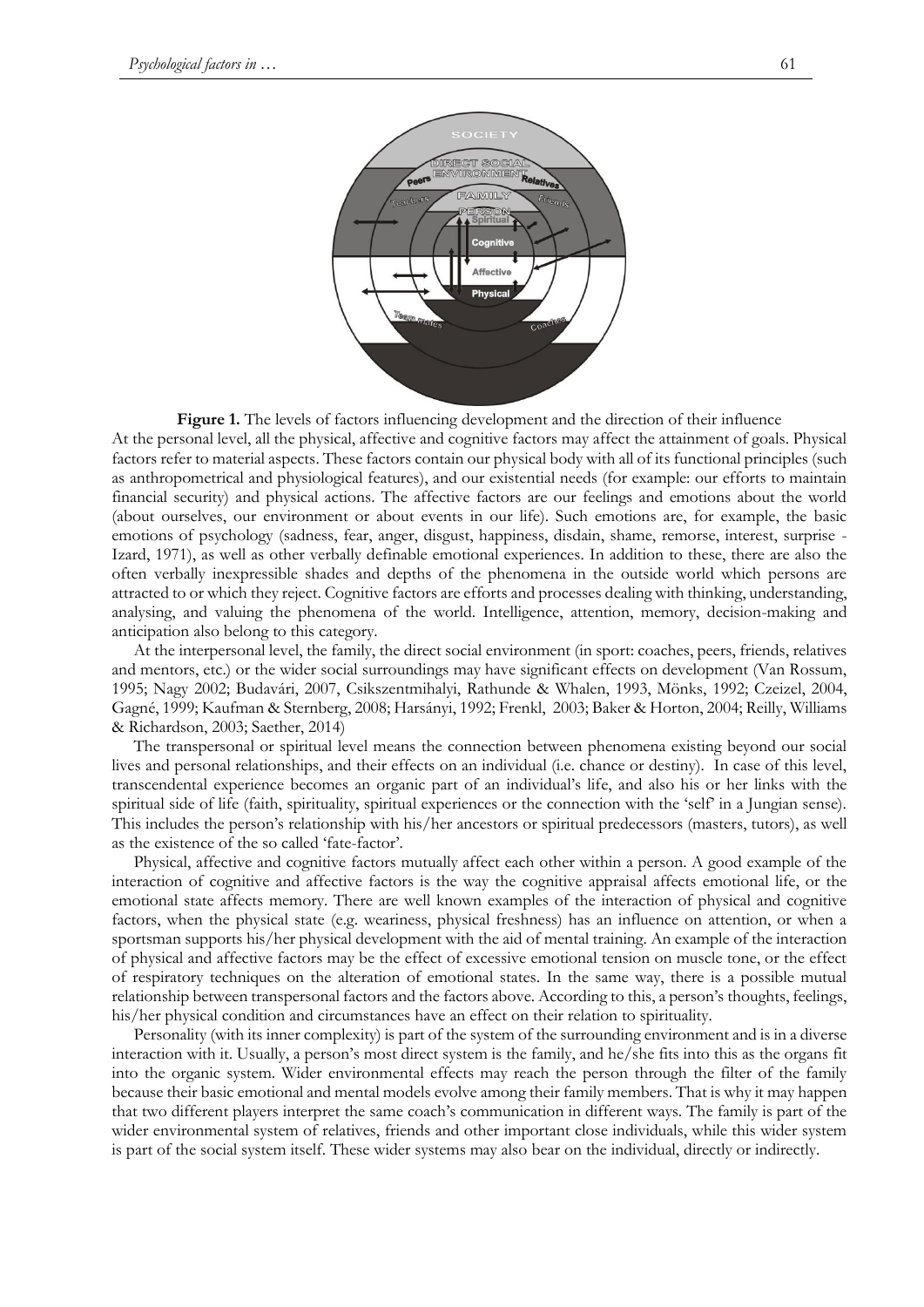**Figure 1.** The levels of factors influencing development and the direction of their influence

At the personal level, all the physical, affective and cognitive factors may affect the attainment of goals. Physical factors refer to material aspects. These factors contain our physical body with all of its functional principles (such as anthropometrical and physiological features), and our existential needs (for example: our efforts to maintain financial security) and physical actions. The affective factors are our feelings and emotions about the world (about ourselves, our environment or about events in our life). Such emotions are, for example, the basic emotions of psychology (sadness, fear, anger, disgust, happiness, disdain, shame, remorse, interest, surprise - Izard, 1971), as well as other verbally definable emotional experiences. In addition to these, there are also the often verbally inexpressible shades and depths of the phenomena in the outside world which persons are attracted to or which they reject. Cognitive factors are efforts and processes dealing with thinking, understanding, analysing, and valuing the phenomena of the world. Intelligence, attention, memory, decision-making and anticipation also belong to this category.

At the interpersonal level, the family, the direct social environment (in sport: coaches, peers, friends, relatives and mentors, etc.) or the wider social surroundings may have significant effects on development (Van Rossum, 1995; Nagy 2002; Budavári, 2007, Csikszentmihalyi, Rathunde & Whalen, 1993, Mönks, 1992; Czeizel, 2004, Gagné, 1999; Kaufman & Sternberg, 2008; Harsányi, 1992; Frenkl, 2003; Baker & Horton, 2004; Reilly, Williams & Richardson, 2003; Saether, 2014)

The transpersonal or spiritual level means the connection between phenomena existing beyond our social lives and personal relationships, and their effects on an individual (i.e. chance or destiny). In case of this level, transcendental experience becomes an organic part of an individual's life, and also his or her links with the spiritual side of life (faith, spirituality, spiritual experiences or the connection with the 'self' in a Jungian sense). This includes the person's relationship with his/her ancestors or spiritual predecessors (masters, tutors), as well as the existence of the so called 'fate-factor'.

Physical, affective and cognitive factors mutually affect each other within a person. A good example of the interaction of cognitive and affective factors is the way the cognitive appraisal affects emotional life, or the emotional state affects memory. There are well known examples of the interaction of physical and cognitive factors, when the physical state (e.g. weariness, physical freshness) has an influence on attention, or when a sportsman supports his/her physical development with the aid of mental training. An example of the interaction of physical and affective factors may be the effect of excessive emotional tension on muscle tone, or the effect of respiratory techniques on the alteration of emotional states. In the same way, there is a possible mutual relationship between transpersonal factors and the factors above. According to this, a person's thoughts, feelings, his/her physical condition and circumstances have an effect on their relation to spirituality.

Personality (with its inner complexity) is part of the system of the surrounding environment and is in a diverse interaction with it. Usually, a person's most direct system is the family, and he/she fits into this as the organs fit into the organic system. Wider environmental effects may reach the person through the filter of the family because their basic emotional and mental models evolve among their family members. That is why it may happen that two different players interpret the same coach's communication in different ways. The family is part of the wider environmental system of relatives, friends and other important close individuals, while this wider system is part of the social system itself. These wider systems may also bear on the individual, directly or indirectly.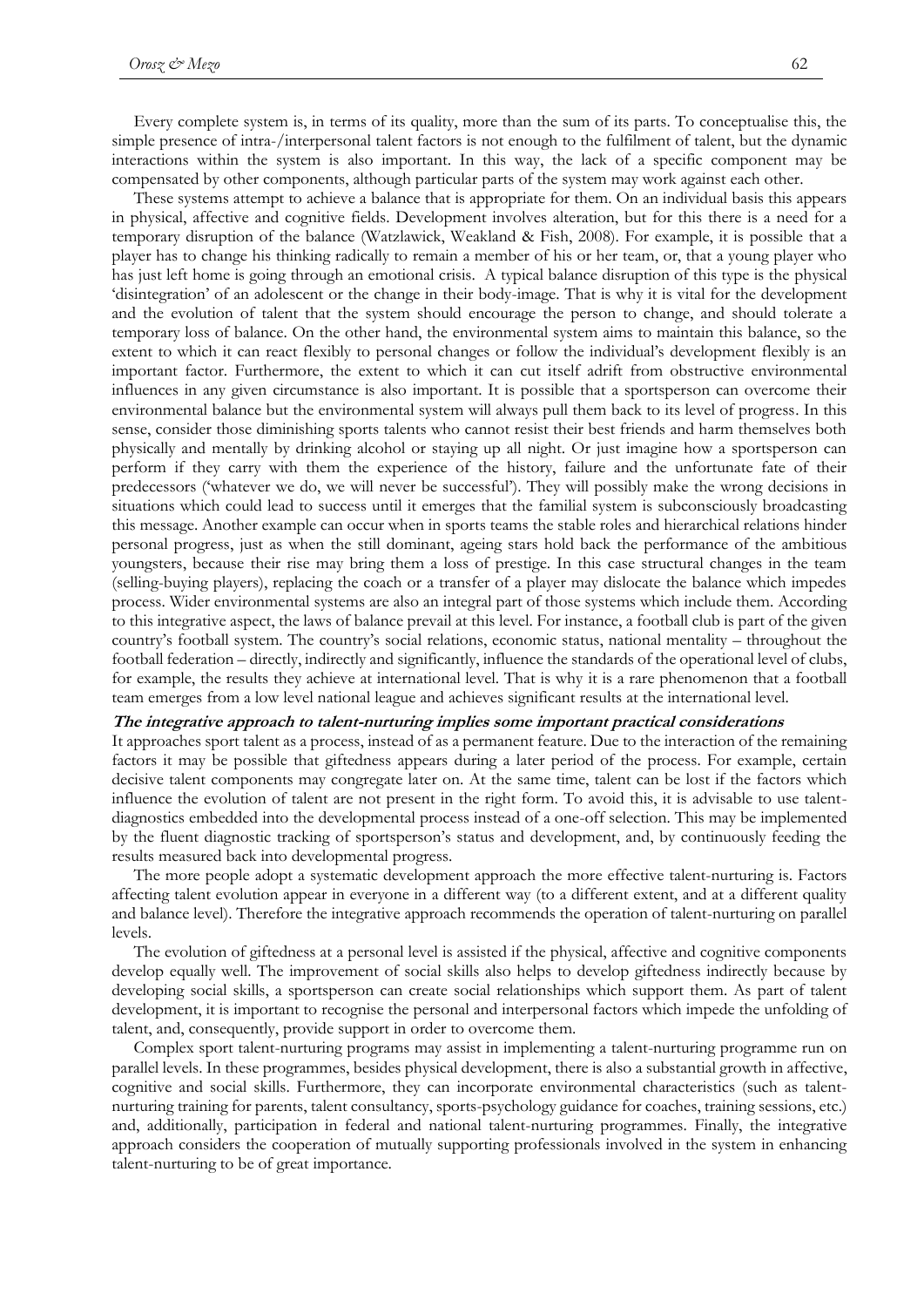Every complete system is, in terms of its quality, more than the sum of its parts. To conceptualise this, the simple presence of intra-/interpersonal talent factors is not enough to the fulfilment of talent, but the dynamic interactions within the system is also important. In this way, the lack of a specific component may be compensated by other components, although particular parts of the system may work against each other.

These systems attempt to achieve a balance that is appropriate for them. On an individual basis this appears in physical, affective and cognitive fields. Development involves alteration, but for this there is a need for a temporary disruption of the balance (Watzlawick, Weakland & Fish, 2008). For example, it is possible that a player has to change his thinking radically to remain a member of his or her team, or, that a young player who has just left home is going through an emotional crisis. A typical balance disruption of this type is the physical 'disintegration' of an adolescent or the change in their body-image. That is why it is vital for the development and the evolution of talent that the system should encourage the person to change, and should tolerate a temporary loss of balance. On the other hand, the environmental system aims to maintain this balance, so the extent to which it can react flexibly to personal changes or follow the individual's development flexibly is an important factor. Furthermore, the extent to which it can cut itself adrift from obstructive environmental influences in any given circumstance is also important. It is possible that a sportsperson can overcome their environmental balance but the environmental system will always pull them back to its level of progress. In this sense, consider those diminishing sports talents who cannot resist their best friends and harm themselves both physically and mentally by drinking alcohol or staying up all night. Or just imagine how a sportsperson can perform if they carry with them the experience of the history, failure and the unfortunate fate of their predecessors ('whatever we do, we will never be successful'). They will possibly make the wrong decisions in situations which could lead to success until it emerges that the familial system is subconsciously broadcasting this message. Another example can occur when in sports teams the stable roles and hierarchical relations hinder personal progress, just as when the still dominant, ageing stars hold back the performance of the ambitious youngsters, because their rise may bring them a loss of prestige. In this case structural changes in the team (selling-buying players), replacing the coach or a transfer of a player may dislocate the balance which impedes process. Wider environmental systems are also an integral part of those systems which include them. According to this integrative aspect, the laws of balance prevail at this level. For instance, a football club is part of the given country's football system. The country's social relations, economic status, national mentality – throughout the football federation – directly, indirectly and significantly, influence the standards of the operational level of clubs, for example, the results they achieve at international level. That is why it is a rare phenomenon that a football team emerges from a low level national league and achieves significant results at the international level.

***The integrative approach to talent-nurturing implies some important practical considerations***

It approaches sport talent as a process, instead of as a permanent feature. Due to the interaction of the remaining factors it may be possible that giftedness appears during a later period of the process. For example, certain decisive talent components may congregate later on. At the same time, talent can be lost if the factors which influence the evolution of talent are not present in the right form. To avoid this, it is advisable to use talent-diagnostics embedded into the developmental process instead of a one-off selection. This may be implemented by the fluent diagnostic tracking of sportsperson's status and development, and, by continuously feeding the results measured back into developmental progress.

The more people adopt a systematic development approach the more effective talent-nurturing is. Factors affecting talent evolution appear in everyone in a different way (to a different extent, and at a different quality and balance level). Therefore the integrative approach recommends the operation of talent-nurturing on parallel levels.

The evolution of giftedness at a personal level is assisted if the physical, affective and cognitive components develop equally well. The improvement of social skills also helps to develop giftedness indirectly because by developing social skills, a sportsperson can create social relationships which support them. As part of talent development, it is important to recognise the personal and interpersonal factors which impede the unfolding of talent, and, consequently, provide support in order to overcome them.

Complex sport talent-nurturing programs may assist in implementing a talent-nurturing programme run on parallel levels. In these programmes, besides physical development, there is also a substantial growth in affective, cognitive and social skills. Furthermore, they can incorporate environmental characteristics (such as talent-nurturing training for parents, talent consultancy, sports-psychology guidance for coaches, training sessions, etc.) and, additionally, participation in federal and national talent-nurturing programmes. Finally, the integrative approach considers the cooperation of mutually supporting professionals involved in the system in enhancing talent-nurturing to be of great importance.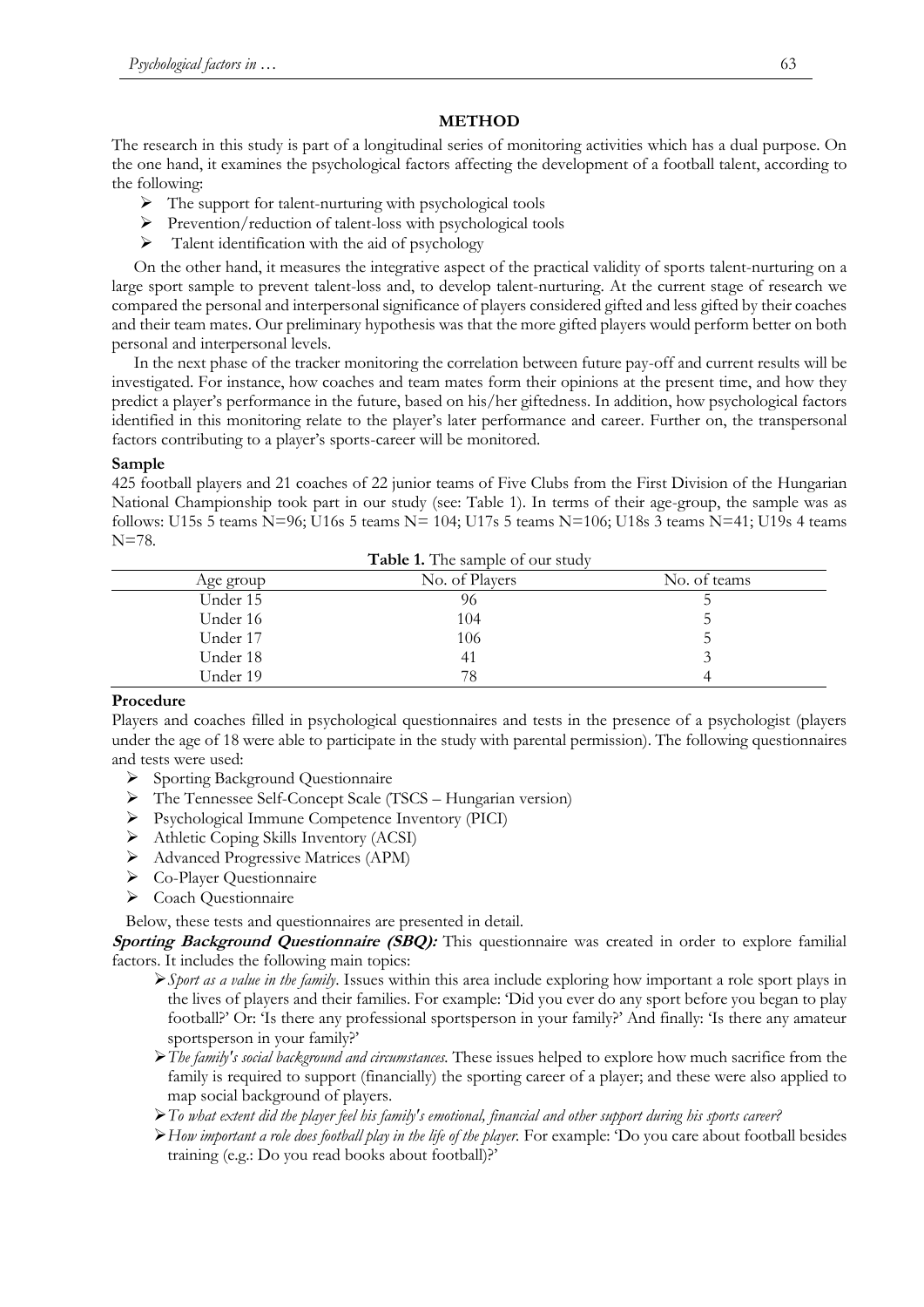## METHOD

The research in this study is part of a longitudinal series of monitoring activities which has a dual purpose. On the one hand, it examines the psychological factors affecting the development of a football talent, according to the following:

- The support for talent-nurturing with psychological tools
- Prevention/reduction of talent-loss with psychological tools
- Talent identification with the aid of psychology

On the other hand, it measures the integrative aspect of the practical validity of sports talent-nurturing on a large sport sample to prevent talent-loss and, to develop talent-nurturing. At the current stage of research we compared the personal and interpersonal significance of players considered gifted and less gifted by their coaches and their team mates. Our preliminary hypothesis was that the more gifted players would perform better on both personal and interpersonal levels.

In the next phase of the tracker monitoring the correlation between future pay-off and current results will be investigated. For instance, how coaches and team mates form their opinions at the present time, and how they predict a player's performance in the future, based on his/her giftedness. In addition, how psychological factors identified in this monitoring relate to the player's later performance and career. Further on, the transpersonal factors contributing to a player's sports-career will be monitored.

### Sample

425 football players and 21 coaches of 22 junior teams of Five Clubs from the First Division of the Hungarian National Championship took part in our study (see: Table 1). In terms of their age-group, the sample was as follows: U15s 5 teams N=96; U16s 5 teams N= 104; U17s 5 teams N=106; U18s 3 teams N=41; U19s 4 teams N=78.

**Table 1.** The sample of our study

| Age group | No. of Players | No. of teams |
|---|---|---|
| Under 15 | 96 | 5 |
| Under 16 | 104 | 5 |
| Under 17 | 106 | 5 |
| Under 18 | 41 | 3 |
| Under 19 | 78 | 4 |

### Procedure

Players and coaches filled in psychological questionnaires and tests in the presence of a psychologist (players under the age of 18 were able to participate in the study with parental permission). The following questionnaires and tests were used:

- Sporting Background Questionnaire
- The Tennessee Self-Concept Scale (TSCS – Hungarian version)
- Psychological Immune Competence Inventory (PICI)
- Athletic Coping Skills Inventory (ACSI)
- Advanced Progressive Matrices (APM)
- Co-Player Questionnaire
- Coach Questionnaire

Below, these tests and questionnaires are presented in detail.

***Sporting Background Questionnaire (SBQ):*** This questionnaire was created in order to explore familial factors. It includes the following main topics:

- *Sport as a value in the family*. Issues within this area include exploring how important a role sport plays in the lives of players and their families. For example: 'Did you ever do any sport before you began to play football?' Or: 'Is there any professional sportsperson in your family?' And finally: 'Is there any amateur sportsperson in your family?'
- *The family's social background and circumstances.* These issues helped to explore how much sacrifice from the family is required to support (financially) the sporting career of a player; and these were also applied to map social background of players.
- *To what extent did the player feel his family's emotional, financial and other support during his sports career?*
- *How important a role does football play in the life of the player.* For example: 'Do you care about football besides training (e.g.: Do you read books about football)?'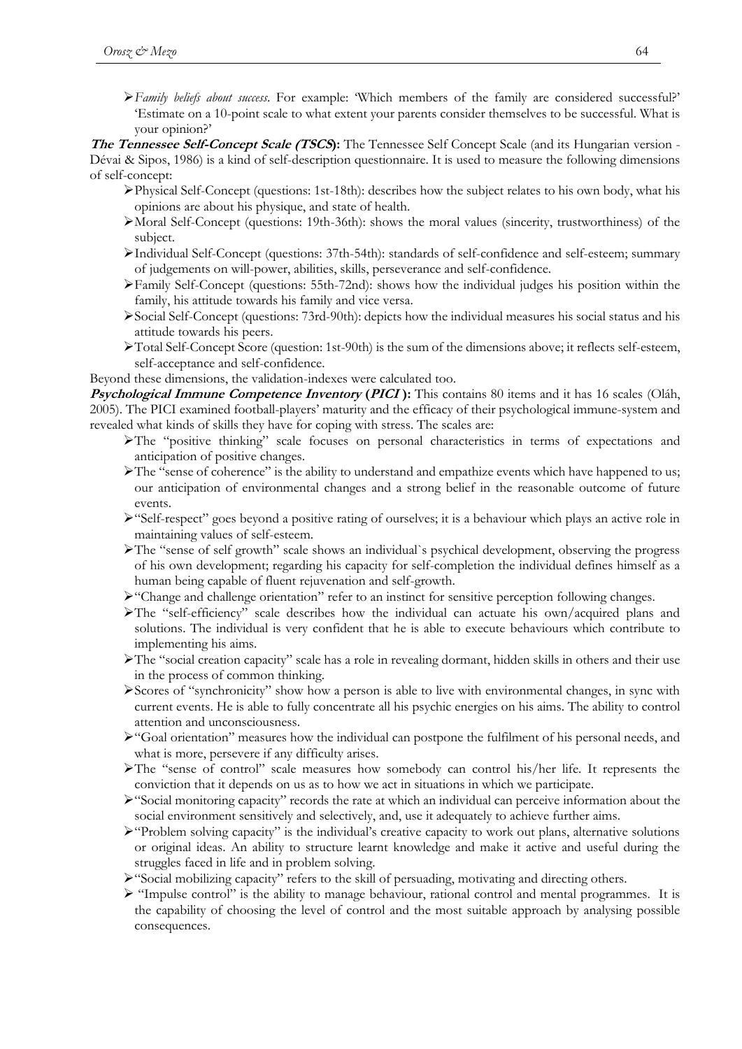- *Family beliefs about success*. For example: 'Which members of the family are considered successful?' 'Estimate on a 10-point scale to what extent your parents consider themselves to be successful. What is your opinion?'

***The Tennessee Self-Concept Scale (TSCS)*:** The Tennessee Self Concept Scale (and its Hungarian version - Dévai & Sipos, 1986) is a kind of self-description questionnaire. It is used to measure the following dimensions of self-concept:

- Physical Self-Concept (questions: 1st-18th): describes how the subject relates to his own body, what his opinions are about his physique, and state of health.
- Moral Self-Concept (questions: 19th-36th): shows the moral values (sincerity, trustworthiness) of the subject.
- Individual Self-Concept (questions: 37th-54th): standards of self-confidence and self-esteem; summary of judgements on will-power, abilities, skills, perseverance and self-confidence.
- Family Self-Concept (questions: 55th-72nd): shows how the individual judges his position within the family, his attitude towards his family and vice versa.
- Social Self-Concept (questions: 73rd-90th): depicts how the individual measures his social status and his attitude towards his peers.
- Total Self-Concept Score (question: 1st-90th) is the sum of the dimensions above; it reflects self-esteem, self-acceptance and self-confidence.

Beyond these dimensions, the validation-indexes were calculated too.

***Psychological Immune Competence Inventory* (*PICI*):** This contains 80 items and it has 16 scales (Oláh, 2005). The PICI examined football-players' maturity and the efficacy of their psychological immune-system and revealed what kinds of skills they have for coping with stress. The scales are:

- The "positive thinking" scale focuses on personal characteristics in terms of expectations and anticipation of positive changes.
- The "sense of coherence" is the ability to understand and empathize events which have happened to us; our anticipation of environmental changes and a strong belief in the reasonable outcome of future events.
- "Self-respect" goes beyond a positive rating of ourselves; it is a behaviour which plays an active role in maintaining values of self-esteem.
- The "sense of self growth" scale shows an individual`s psychical development, observing the progress of his own development; regarding his capacity for self-completion the individual defines himself as a human being capable of fluent rejuvenation and self-growth.
- "Change and challenge orientation" refer to an instinct for sensitive perception following changes.
- The "self-efficiency" scale describes how the individual can actuate his own/acquired plans and solutions. The individual is very confident that he is able to execute behaviours which contribute to implementing his aims.
- The "social creation capacity" scale has a role in revealing dormant, hidden skills in others and their use in the process of common thinking.
- Scores of "synchronicity" show how a person is able to live with environmental changes, in sync with current events. He is able to fully concentrate all his psychic energies on his aims. The ability to control attention and unconsciousness.
- "Goal orientation" measures how the individual can postpone the fulfilment of his personal needs, and what is more, persevere if any difficulty arises.
- The "sense of control" scale measures how somebody can control his/her life. It represents the conviction that it depends on us as to how we act in situations in which we participate.
- "Social monitoring capacity" records the rate at which an individual can perceive information about the social environment sensitively and selectively, and, use it adequately to achieve further aims.
- "Problem solving capacity" is the individual's creative capacity to work out plans, alternative solutions or original ideas. An ability to structure learnt knowledge and make it active and useful during the struggles faced in life and in problem solving.
- "Social mobilizing capacity" refers to the skill of persuading, motivating and directing others.
- "Impulse control" is the ability to manage behaviour, rational control and mental programmes. It is the capability of choosing the level of control and the most suitable approach by analysing possible consequences.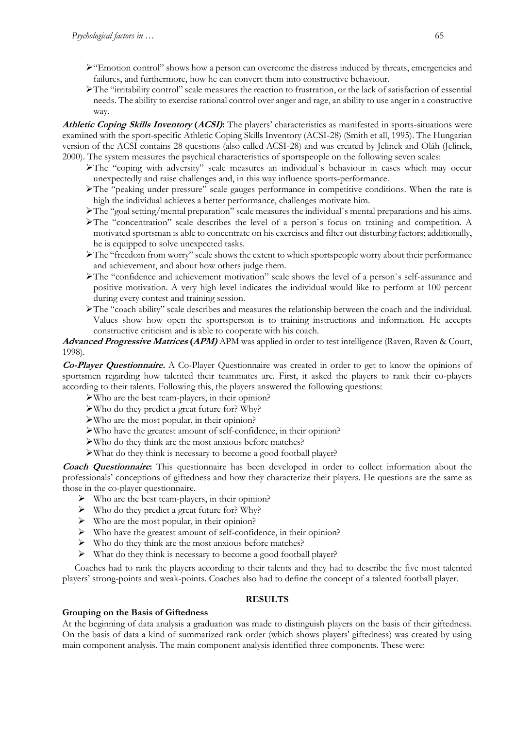- "Emotion control" shows how a person can overcome the distress induced by threats, emergencies and failures, and furthermore, how he can convert them into constructive behaviour.
- The "irritability control" scale measures the reaction to frustration, or the lack of satisfaction of essential needs. The ability to exercise rational control over anger and rage, an ability to use anger in a constructive way.

***Athletic Coping Skills Inventory* (*ACSI*):** The players' characteristics as manifested in sports-situations were examined with the sport-specific Athletic Coping Skills Inventory (ACSI-28) (Smith et all, 1995). The Hungarian version of the ACSI contains 28 questions (also called ACSI-28) and was created by Jelinek and Oláh (Jelinek, 2000). The system measures the psychical characteristics of sportspeople on the following seven scales:

- The "coping with adversity" scale measures an individual`s behaviour in cases which may occur unexpectedly and raise challenges and, in this way influence sports-performance.
- The "peaking under pressure" scale gauges performance in competitive conditions. When the rate is high the individual achieves a better performance, challenges motivate him.
- The "goal setting/mental preparation" scale measures the individual`s mental preparations and his aims.
- The "concentration" scale describes the level of a person`s focus on training and competition. A motivated sportsman is able to concentrate on his exercises and filter out disturbing factors; additionally, he is equipped to solve unexpected tasks.
- The "freedom from worry" scale shows the extent to which sportspeople worry about their performance and achievement, and about how others judge them.
- The "confidence and achievement motivation" scale shows the level of a person`s self-assurance and positive motivation. A very high level indicates the individual would like to perform at 100 percent during every contest and training session.
- The "coach ability" scale describes and measures the relationship between the coach and the individual. Values show how open the sportsperson is to training instructions and information. He accepts constructive criticism and is able to cooperate with his coach.

***Advanced Progressive Matrices* (*APM*)** APM was applied in order to test intelligence (Raven, Raven & Court, 1998).

***Co-Player Questionnaire.*** A Co-Player Questionnaire was created in order to get to know the opinions of sportsmen regarding how talented their teammates are. First, it asked the players to rank their co-players according to their talents. Following this, the players answered the following questions:

- Who are the best team-players, in their opinion?
- Who do they predict a great future for? Why?
- Who are the most popular, in their opinion?
- Who have the greatest amount of self-confidence, in their opinion?
- Who do they think are the most anxious before matches?
- What do they think is necessary to become a good football player?

***Coach Questionnaire*:** This questionnaire has been developed in order to collect information about the professionals' conceptions of giftedness and how they characterize their players. He questions are the same as those in the co-player questionnaire.

- Who are the best team-players, in their opinion?
- Who do they predict a great future for? Why?
- Who are the most popular, in their opinion?
- Who have the greatest amount of self-confidence, in their opinion?
- Who do they think are the most anxious before matches?
- What do they think is necessary to become a good football player?

Coaches had to rank the players according to their talents and they had to describe the five most talented players' strong-points and weak-points. Coaches also had to define the concept of a talented football player.

## RESULTS

### Grouping on the Basis of Giftedness

At the beginning of data analysis a graduation was made to distinguish players on the basis of their giftedness. On the basis of data a kind of summarized rank order (which shows players' giftedness) was created by using main component analysis. The main component analysis identified three components. These were: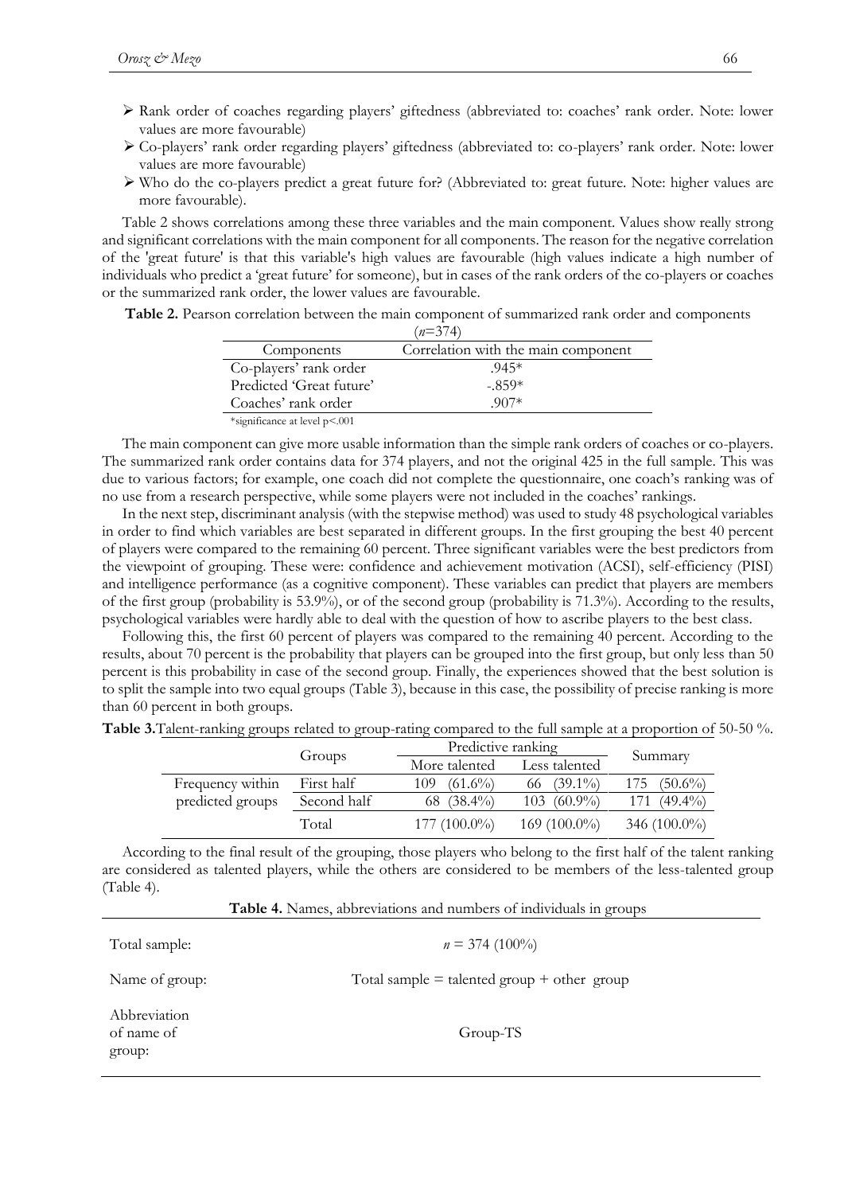- Rank order of coaches regarding players' giftedness (abbreviated to: coaches' rank order. Note: lower values are more favourable)
- Co-players' rank order regarding players' giftedness (abbreviated to: co-players' rank order. Note: lower values are more favourable)
- Who do the co-players predict a great future for? (Abbreviated to: great future. Note: higher values are more favourable).

Table 2 shows correlations among these three variables and the main component. Values show really strong and significant correlations with the main component for all components. The reason for the negative correlation of the 'great future' is that this variable's high values are favourable (high values indicate a high number of individuals who predict a 'great future' for someone), but in cases of the rank orders of the co-players or coaches or the summarized rank order, the lower values are favourable.

**Table 2.** Pearson correlation between the main component of summarized rank order and components ($n$=374)

| Components | Correlation with the main component |
|---|---|
| Co-players' rank order | .945* |
| Predicted 'Great future' | -.859* |
| Coaches' rank order | .907* |

*significance at level p<.001

The main component can give more usable information than the simple rank orders of coaches or co-players. The summarized rank order contains data for 374 players, and not the original 425 in the full sample. This was due to various factors; for example, one coach did not complete the questionnaire, one coach's ranking was of no use from a research perspective, while some players were not included in the coaches' rankings.

In the next step, discriminant analysis (with the stepwise method) was used to study 48 psychological variables in order to find which variables are best separated in different groups. In the first grouping the best 40 percent of players were compared to the remaining 60 percent. Three significant variables were the best predictors from the viewpoint of grouping. These were: confidence and achievement motivation (ACSI), self-efficiency (PISI) and intelligence performance (as a cognitive component). These variables can predict that players are members of the first group (probability is 53.9%), or of the second group (probability is 71.3%). According to the results, psychological variables were hardly able to deal with the question of how to ascribe players to the best class.

Following this, the first 60 percent of players was compared to the remaining 40 percent. According to the results, about 70 percent is the probability that players can be grouped into the first group, but only less than 50 percent is this probability in case of the second group. Finally, the experiences showed that the best solution is to split the sample into two equal groups (Table 3), because in this case, the possibility of precise ranking is more than 60 percent in both groups.

**Table 3.** Talent-ranking groups related to group-rating compared to the full sample at a proportion of 50-50 %.

| | Groups | Predictive ranking | | Summary |
|---|---|---|---|---|
| | | More talented | Less talented | |
| Frequency within predicted groups | First half | 109 (61.6%) | 66 (39.1%) | 175 (50.6%) |
| | Second half | 68 (38.4%) | 103 (60.9%) | 171 (49.4%) |
| | Total | 177 (100.0%) | 169 (100.0%) | 346 (100.0%) |

According to the final result of the grouping, those players who belong to the first half of the talent ranking are considered as talented players, while the others are considered to be members of the less-talented group (Table 4).

**Table 4.** Names, abbreviations and numbers of individuals in groups

| | |
|---|---|
| Total sample: | $n$ = 374 (100%) |
| Name of group: | Total sample = talented group + other group |
| Abbreviation of name of group: | Group-TS |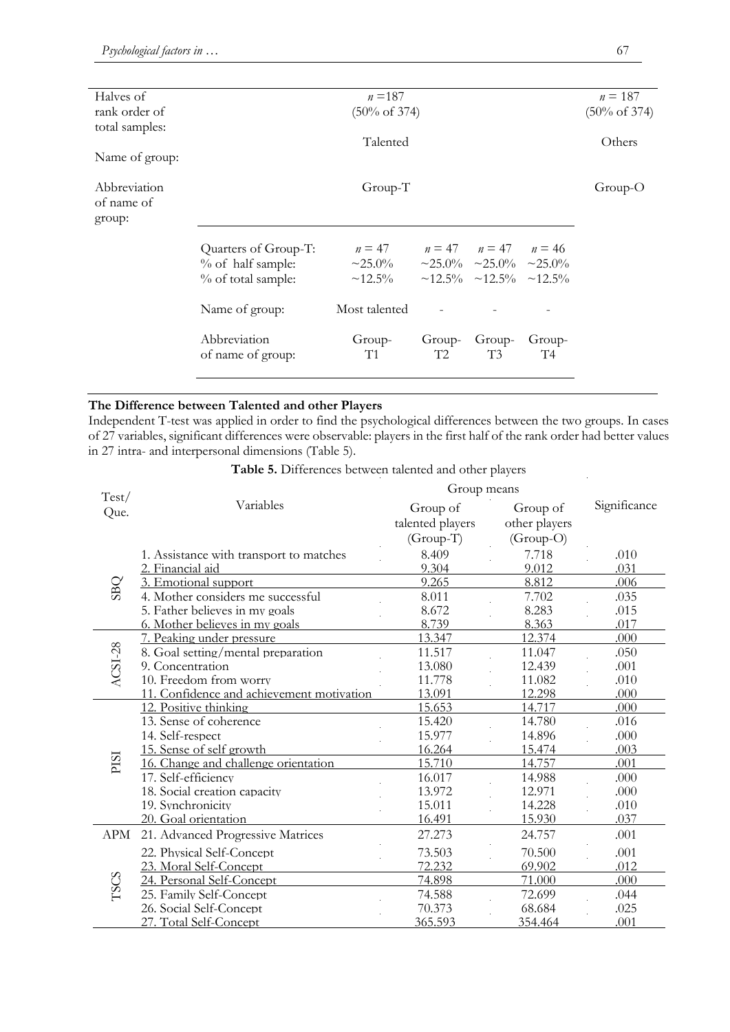| Halves of rank order of total samples: | | $n$ =187 (50% of 374) | | | | $n$ = 187 (50% of 374) |
|---|---|---|---|---|---|---|
| Name of group: | | Talented | | | | Others |
| Abbreviation of name of group: | | Group-T | | | | Group-O |
| | Quarters of Group-T: | $n$ = 47 | $n$ = 47 | $n$ = 47 | $n$ = 46 | |
| | % of half sample: | ~25.0% | ~25.0% | ~25.0% | ~25.0% | |
| | % of total sample: | ~12.5% | ~12.5% | ~12.5% | ~12.5% | |
| | Name of group: | Most talented | - | - | - | |
| | Abbreviation of name of group: | Group-T1 | Group-T2 | Group-T3 | Group-T4 | |

### The Difference between Talented and other Players

Independent T-test was applied in order to find the psychological differences between the two groups. In cases of 27 variables, significant differences were observable: players in the first half of the rank order had better values in 27 intra- and interpersonal dimensions (Table 5).

**Table 5.** Differences between talented and other players

| Test/ Que. | Variables | Group means | | Significance |
|---|---|---|---|---|
| | | Group of talented players (Group-T) | Group of other players (Group-O) | |
| SBQ | 1. Assistance with transport to matches | 8.409 | 7.718 | .010 |
| | 2. Financial aid | 9.304 | 9.012 | .031 |
| | 3. Emotional support | 9.265 | 8.812 | .006 |
| | 4. Mother considers me successful | 8.011 | 7.702 | .035 |
| | 5. Father believes in my goals | 8.672 | 8.283 | .015 |
| | 6. Mother believes in my goals | 8.739 | 8.363 | .017 |
| ACSI-28 | 7. Peaking under pressure | 13.347 | 12.374 | .000 |
| | 8. Goal setting/mental preparation | 11.517 | 11.047 | .050 |
| | 9. Concentration | 13.080 | 12.439 | .001 |
| | 10. Freedom from worry | 11.778 | 11.082 | .010 |
| | 11. Confidence and achievement motivation | 13.091 | 12.298 | .000 |
| PISI | 12. Positive thinking | 15.653 | 14.717 | .000 |
| | 13. Sense of coherence | 15.420 | 14.780 | .016 |
| | 14. Self-respect | 15.977 | 14.896 | .000 |
| | 15. Sense of self growth | 16.264 | 15.474 | .003 |
| | 16. Change and challenge orientation | 15.710 | 14.757 | .001 |
| | 17. Self-efficiency | 16.017 | 14.988 | .000 |
| | 18. Social creation capacity | 13.972 | 12.971 | .000 |
| | 19. Synchronicity | 15.011 | 14.228 | .010 |
| | 20. Goal orientation | 16.491 | 15.930 | .037 |
| APM | 21. Advanced Progressive Matrices | 27.273 | 24.757 | .001 |
| TSCS | 22. Physical Self-Concept | 73.503 | 70.500 | .001 |
| | 23. Moral Self-Concept | 72.232 | 69.902 | .012 |
| | 24. Personal Self-Concept | 74.898 | 71.000 | .000 |
| | 25. Family Self-Concept | 74.588 | 72.699 | .044 |
| | 26. Social Self-Concept | 70.373 | 68.684 | .025 |
| | 27. Total Self-Concept | 365.593 | 354.464 | .001 |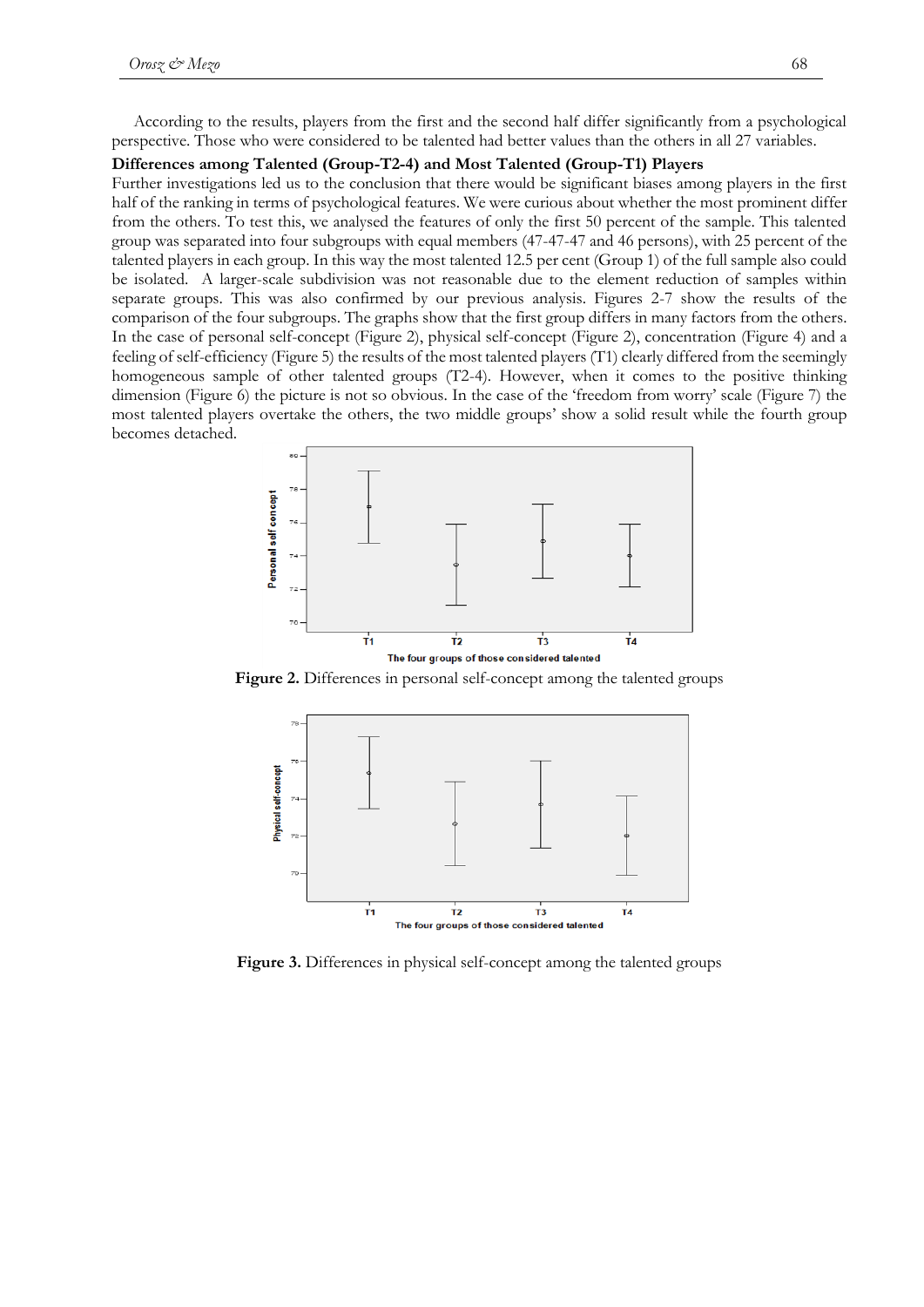According to the results, players from the first and the second half differ significantly from a psychological perspective. Those who were considered to be talented had better values than the others in all 27 variables.

**Differences among Talented (Group-T2-4) and Most Talented (Group-T1) Players**

Further investigations led us to the conclusion that there would be significant biases among players in the first half of the ranking in terms of psychological features. We were curious about whether the most prominent differ from the others. To test this, we analysed the features of only the first 50 percent of the sample. This talented group was separated into four subgroups with equal members (47-47-47 and 46 persons), with 25 percent of the talented players in each group. In this way the most talented 12.5 per cent (Group 1) of the full sample also could be isolated. A larger-scale subdivision was not reasonable due to the element reduction of samples within separate groups. This was also confirmed by our previous analysis. Figures 2-7 show the results of the comparison of the four subgroups. The graphs show that the first group differs in many factors from the others. In the case of personal self-concept (Figure 2), physical self-concept (Figure 2), concentration (Figure 4) and a feeling of self-efficiency (Figure 5) the results of the most talented players (T1) clearly differed from the seemingly homogeneous sample of other talented groups (T2-4). However, when it comes to the positive thinking dimension (Figure 6) the picture is not so obvious. In the case of the 'freedom from worry' scale (Figure 7) the most talented players overtake the others, the two middle groups' show a solid result while the fourth group becomes detached.

**Figure 2.** Differences in personal self-concept among the talented groups

**Figure 3.** Differences in physical self-concept among the talented groups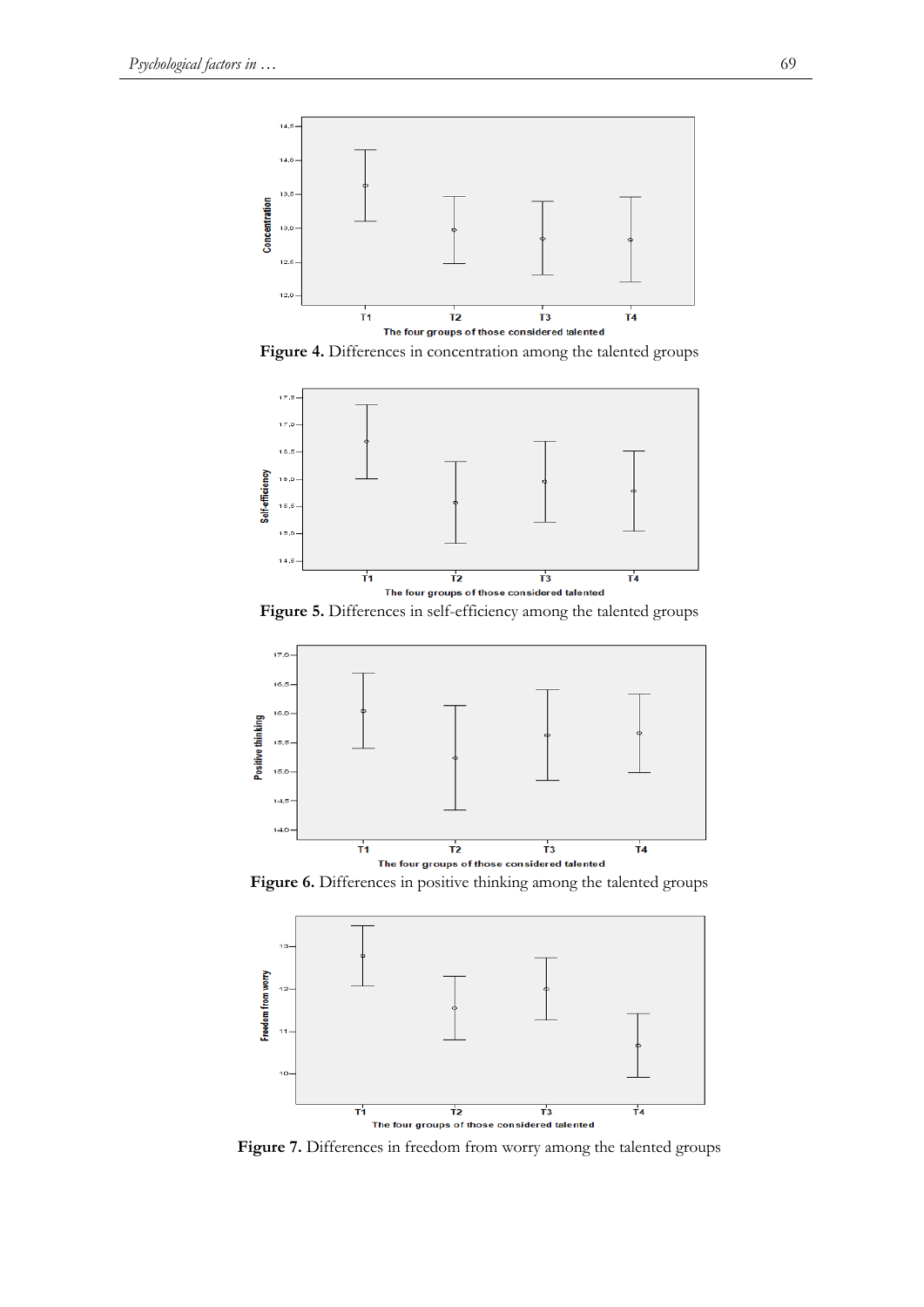Figure 4. Differences in concentration among the talented groups

Figure 5. Differences in self-efficiency among the talented groups

Figure 6. Differences in positive thinking among the talented groups

Figure 7. Differences in freedom from worry among the talented groups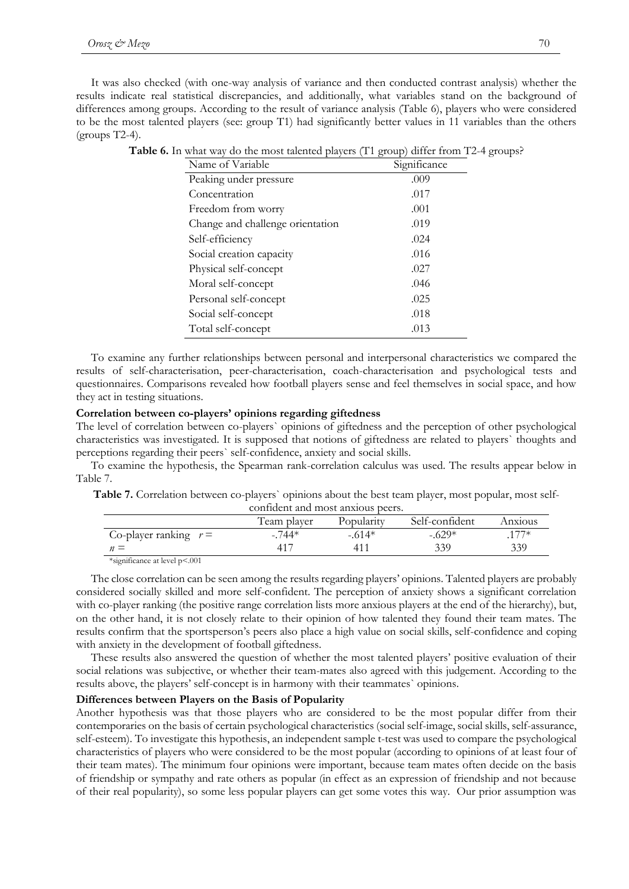It was also checked (with one-way analysis of variance and then conducted contrast analysis) whether the results indicate real statistical discrepancies, and additionally, what variables stand on the background of differences among groups. According to the result of variance analysis (Table 6), players who were considered to be the most talented players (see: group T1) had significantly better values in 11 variables than the others (groups T2-4).

**Table 6.** In what way do the most talented players (T1 group) differ from T2-4 groups?

| Name of Variable | Significance |
|---|---|
| Peaking under pressure | .009 |
| Concentration | .017 |
| Freedom from worry | .001 |
| Change and challenge orientation | .019 |
| Self-efficiency | .024 |
| Social creation capacity | .016 |
| Physical self-concept | .027 |
| Moral self-concept | .046 |
| Personal self-concept | .025 |
| Social self-concept | .018 |
| Total self-concept | .013 |

To examine any further relationships between personal and interpersonal characteristics we compared the results of self-characterisation, peer-characterisation, coach-characterisation and psychological tests and questionnaires. Comparisons revealed how football players sense and feel themselves in social space, and how they act in testing situations.

**Correlation between co-players' opinions regarding giftedness**

The level of correlation between co-players` opinions of giftedness and the perception of other psychological characteristics was investigated. It is supposed that notions of giftedness are related to players` thoughts and perceptions regarding their peers` self-confidence, anxiety and social skills.

To examine the hypothesis, the Spearman rank-correlation calculus was used. The results appear below in Table 7.

**Table 7.** Correlation between co-players` opinions about the best team player, most popular, most self-confident and most anxious peers.

| | Team player | Popularity | Self-confident | Anxious |
|---|---|---|---|---|
| Co-player ranking $r =$ | -.744* | -.614* | -.629* | .177* |
| $n =$ | 417 | 411 | 339 | 339 |

*significance at level p<.001

The close correlation can be seen among the results regarding players' opinions. Talented players are probably considered socially skilled and more self-confident. The perception of anxiety shows a significant correlation with co-player ranking (the positive range correlation lists more anxious players at the end of the hierarchy), but, on the other hand, it is not closely relate to their opinion of how talented they found their team mates. The results confirm that the sportsperson's peers also place a high value on social skills, self-confidence and coping with anxiety in the development of football giftedness.

These results also answered the question of whether the most talented players' positive evaluation of their social relations was subjective, or whether their team-mates also agreed with this judgement. According to the results above, the players' self-concept is in harmony with their teammates` opinions.

**Differences between Players on the Basis of Popularity**

Another hypothesis was that those players who are considered to be the most popular differ from their contemporaries on the basis of certain psychological characteristics (social self-image, social skills, self-assurance, self-esteem). To investigate this hypothesis, an independent sample t-test was used to compare the psychological characteristics of players who were considered to be the most popular (according to opinions of at least four of their team mates). The minimum four opinions were important, because team mates often decide on the basis of friendship or sympathy and rate others as popular (in effect as an expression of friendship and not because of their real popularity), so some less popular players can get some votes this way. Our prior assumption was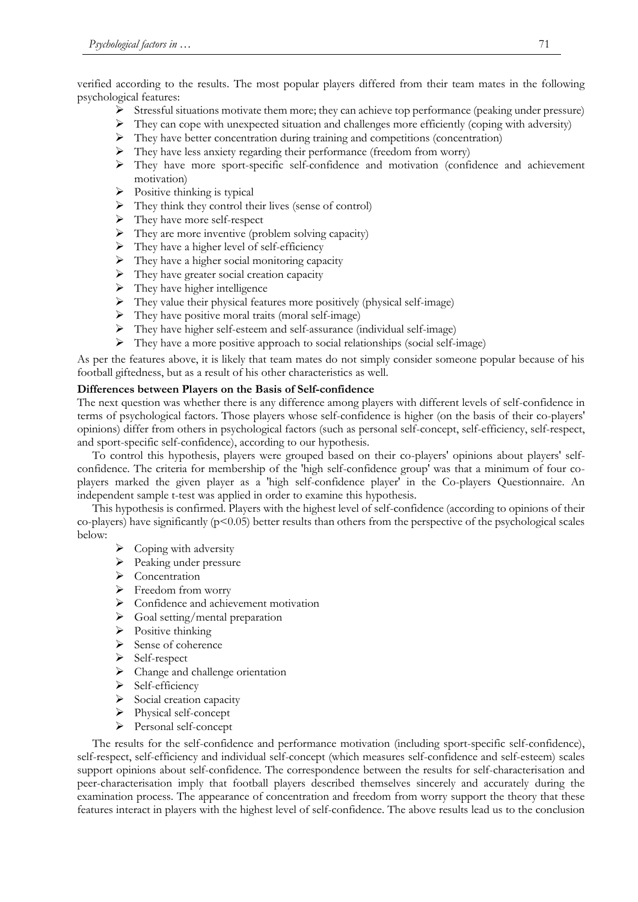verified according to the results. The most popular players differed from their team mates in the following psychological features:

- Stressful situations motivate them more; they can achieve top performance (peaking under pressure)
- They can cope with unexpected situation and challenges more efficiently (coping with adversity)
- They have better concentration during training and competitions (concentration)
- They have less anxiety regarding their performance (freedom from worry)
- They have more sport-specific self-confidence and motivation (confidence and achievement motivation)
- Positive thinking is typical
- They think they control their lives (sense of control)
- They have more self-respect
- They are more inventive (problem solving capacity)
- They have a higher level of self-efficiency
- They have a higher social monitoring capacity
- They have greater social creation capacity
- They have higher intelligence
- They value their physical features more positively (physical self-image)
- They have positive moral traits (moral self-image)
- They have higher self-esteem and self-assurance (individual self-image)
- They have a more positive approach to social relationships (social self-image)

As per the features above, it is likely that team mates do not simply consider someone popular because of his football giftedness, but as a result of his other characteristics as well.

**Differences between Players on the Basis of Self-confidence**

The next question was whether there is any difference among players with different levels of self-confidence in terms of psychological factors. Those players whose self-confidence is higher (on the basis of their co-players' opinions) differ from others in psychological factors (such as personal self-concept, self-efficiency, self-respect, and sport-specific self-confidence), according to our hypothesis.

To control this hypothesis, players were grouped based on their co-players' opinions about players' self-confidence. The criteria for membership of the 'high self-confidence group' was that a minimum of four co-players marked the given player as a 'high self-confidence player' in the Co-players Questionnaire. An independent sample t-test was applied in order to examine this hypothesis.

This hypothesis is confirmed. Players with the highest level of self-confidence (according to opinions of their co-players) have significantly ($p<0.05$) better results than others from the perspective of the psychological scales below:

- Coping with adversity
- Peaking under pressure
- Concentration
- Freedom from worry
- Confidence and achievement motivation
- Goal setting/mental preparation
- Positive thinking
- Sense of coherence
- Self-respect
- Change and challenge orientation
- Self-efficiency
- Social creation capacity
- Physical self-concept
- Personal self-concept

The results for the self-confidence and performance motivation (including sport-specific self-confidence), self-respect, self-efficiency and individual self-concept (which measures self-confidence and self-esteem) scales support opinions about self-confidence. The correspondence between the results for self-characterisation and peer-characterisation imply that football players described themselves sincerely and accurately during the examination process. The appearance of concentration and freedom from worry support the theory that these features interact in players with the highest level of self-confidence. The above results lead us to the conclusion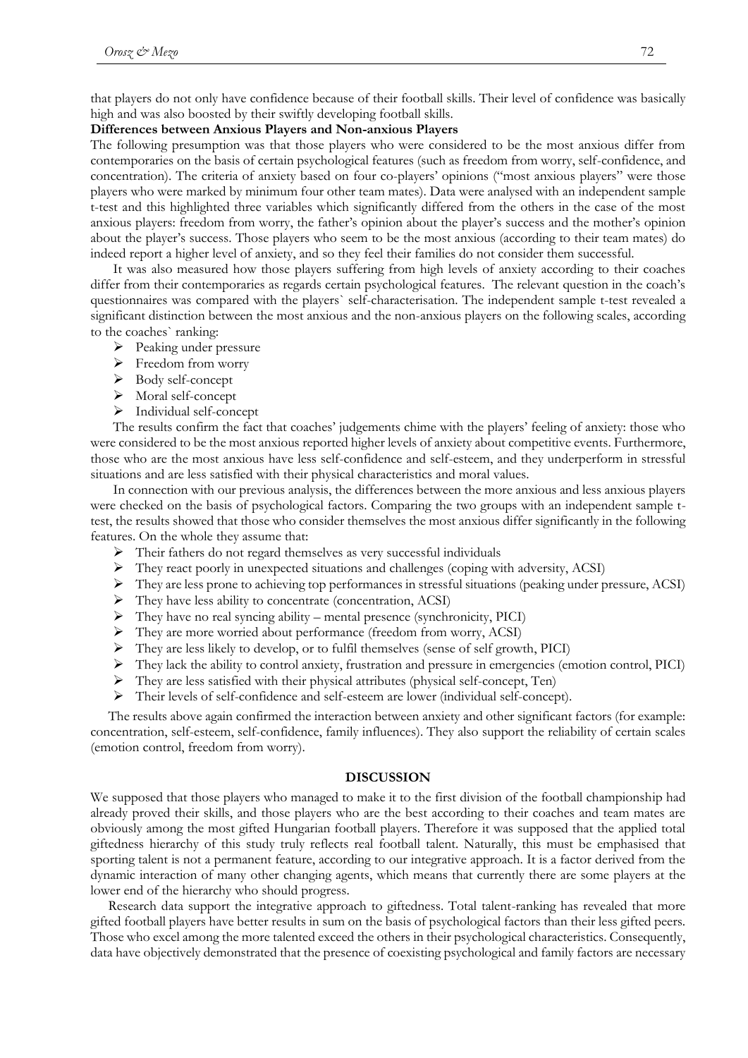that players do not only have confidence because of their football skills. Their level of confidence was basically high and was also boosted by their swiftly developing football skills.

**Differences between Anxious Players and Non-anxious Players**

The following presumption was that those players who were considered to be the most anxious differ from contemporaries on the basis of certain psychological features (such as freedom from worry, self-confidence, and concentration). The criteria of anxiety based on four co-players' opinions ("most anxious players" were those players who were marked by minimum four other team mates). Data were analysed with an independent sample t-test and this highlighted three variables which significantly differed from the others in the case of the most anxious players: freedom from worry, the father's opinion about the player's success and the mother's opinion about the player's success. Those players who seem to be the most anxious (according to their team mates) do indeed report a higher level of anxiety, and so they feel their families do not consider them successful.

It was also measured how those players suffering from high levels of anxiety according to their coaches differ from their contemporaries as regards certain psychological features. The relevant question in the coach's questionnaires was compared with the players` self-characterisation. The independent sample t-test revealed a significant distinction between the most anxious and the non-anxious players on the following scales, according to the coaches` ranking:

- Peaking under pressure
- Freedom from worry
- Body self-concept
- Moral self-concept
- Individual self-concept

The results confirm the fact that coaches' judgements chime with the players' feeling of anxiety: those who were considered to be the most anxious reported higher levels of anxiety about competitive events. Furthermore, those who are the most anxious have less self-confidence and self-esteem, and they underperform in stressful situations and are less satisfied with their physical characteristics and moral values.

In connection with our previous analysis, the differences between the more anxious and less anxious players were checked on the basis of psychological factors. Comparing the two groups with an independent sample t-test, the results showed that those who consider themselves the most anxious differ significantly in the following features. On the whole they assume that:

- Their fathers do not regard themselves as very successful individuals
- They react poorly in unexpected situations and challenges (coping with adversity, ACSI)
- They are less prone to achieving top performances in stressful situations (peaking under pressure, ACSI)
- They have less ability to concentrate (concentration, ACSI)
- They have no real syncing ability – mental presence (synchronicity, PICI)
- They are more worried about performance (freedom from worry, ACSI)
- They are less likely to develop, or to fulfil themselves (sense of self growth, PICI)
- They lack the ability to control anxiety, frustration and pressure in emergencies (emotion control, PICI)
- They are less satisfied with their physical attributes (physical self-concept, Ten)
- Their levels of self-confidence and self-esteem are lower (individual self-concept).

The results above again confirmed the interaction between anxiety and other significant factors (for example: concentration, self-esteem, self-confidence, family influences). They also support the reliability of certain scales (emotion control, freedom from worry).

## DISCUSSION

We supposed that those players who managed to make it to the first division of the football championship had already proved their skills, and those players who are the best according to their coaches and team mates are obviously among the most gifted Hungarian football players. Therefore it was supposed that the applied total giftedness hierarchy of this study truly reflects real football talent. Naturally, this must be emphasised that sporting talent is not a permanent feature, according to our integrative approach. It is a factor derived from the dynamic interaction of many other changing agents, which means that currently there are some players at the lower end of the hierarchy who should progress.

Research data support the integrative approach to giftedness. Total talent-ranking has revealed that more gifted football players have better results in sum on the basis of psychological factors than their less gifted peers. Those who excel among the more talented exceed the others in their psychological characteristics. Consequently, data have objectively demonstrated that the presence of coexisting psychological and family factors are necessary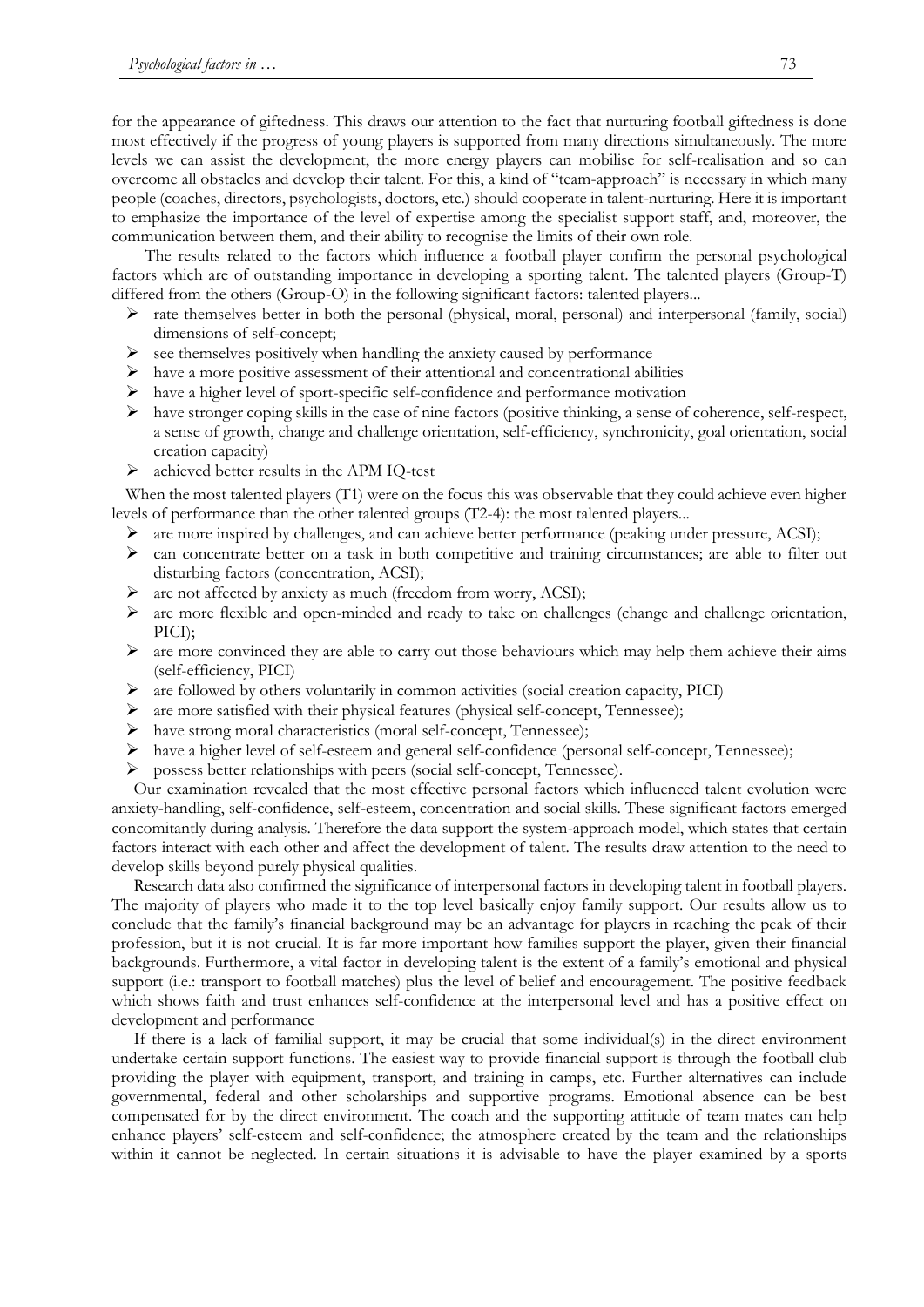for the appearance of giftedness. This draws our attention to the fact that nurturing football giftedness is done most effectively if the progress of young players is supported from many directions simultaneously. The more levels we can assist the development, the more energy players can mobilise for self-realisation and so can overcome all obstacles and develop their talent. For this, a kind of "team-approach" is necessary in which many people (coaches, directors, psychologists, doctors, etc.) should cooperate in talent-nurturing. Here it is important to emphasize the importance of the level of expertise among the specialist support staff, and, moreover, the communication between them, and their ability to recognise the limits of their own role.

The results related to the factors which influence a football player confirm the personal psychological factors which are of outstanding importance in developing a sporting talent. The talented players (Group-T) differed from the others (Group-O) in the following significant factors: talented players...

- rate themselves better in both the personal (physical, moral, personal) and interpersonal (family, social) dimensions of self-concept;
- see themselves positively when handling the anxiety caused by performance
- have a more positive assessment of their attentional and concentrational abilities
- have a higher level of sport-specific self-confidence and performance motivation
- have stronger coping skills in the case of nine factors (positive thinking, a sense of coherence, self-respect, a sense of growth, change and challenge orientation, self-efficiency, synchronicity, goal orientation, social creation capacity)
- achieved better results in the APM IQ-test

When the most talented players (T1) were on the focus this was observable that they could achieve even higher levels of performance than the other talented groups (T2-4): the most talented players...

- are more inspired by challenges, and can achieve better performance (peaking under pressure, ACSI);
- can concentrate better on a task in both competitive and training circumstances; are able to filter out disturbing factors (concentration, ACSI);
- are not affected by anxiety as much (freedom from worry, ACSI);
- are more flexible and open-minded and ready to take on challenges (change and challenge orientation, PICI);
- are more convinced they are able to carry out those behaviours which may help them achieve their aims (self-efficiency, PICI)
- are followed by others voluntarily in common activities (social creation capacity, PICI)
- are more satisfied with their physical features (physical self-concept, Tennessee);
- have strong moral characteristics (moral self-concept, Tennessee);
- have a higher level of self-esteem and general self-confidence (personal self-concept, Tennessee);
- possess better relationships with peers (social self-concept, Tennessee).

Our examination revealed that the most effective personal factors which influenced talent evolution were anxiety-handling, self-confidence, self-esteem, concentration and social skills. These significant factors emerged concomitantly during analysis. Therefore the data support the system-approach model, which states that certain factors interact with each other and affect the development of talent. The results draw attention to the need to develop skills beyond purely physical qualities.

Research data also confirmed the significance of interpersonal factors in developing talent in football players. The majority of players who made it to the top level basically enjoy family support. Our results allow us to conclude that the family's financial background may be an advantage for players in reaching the peak of their profession, but it is not crucial. It is far more important how families support the player, given their financial backgrounds. Furthermore, a vital factor in developing talent is the extent of a family's emotional and physical support (i.e.: transport to football matches) plus the level of belief and encouragement. The positive feedback which shows faith and trust enhances self-confidence at the interpersonal level and has a positive effect on development and performance

If there is a lack of familial support, it may be crucial that some individual(s) in the direct environment undertake certain support functions. The easiest way to provide financial support is through the football club providing the player with equipment, transport, and training in camps, etc. Further alternatives can include governmental, federal and other scholarships and supportive programs. Emotional absence can be best compensated for by the direct environment. The coach and the supporting attitude of team mates can help enhance players' self-esteem and self-confidence; the atmosphere created by the team and the relationships within it cannot be neglected. In certain situations it is advisable to have the player examined by a sports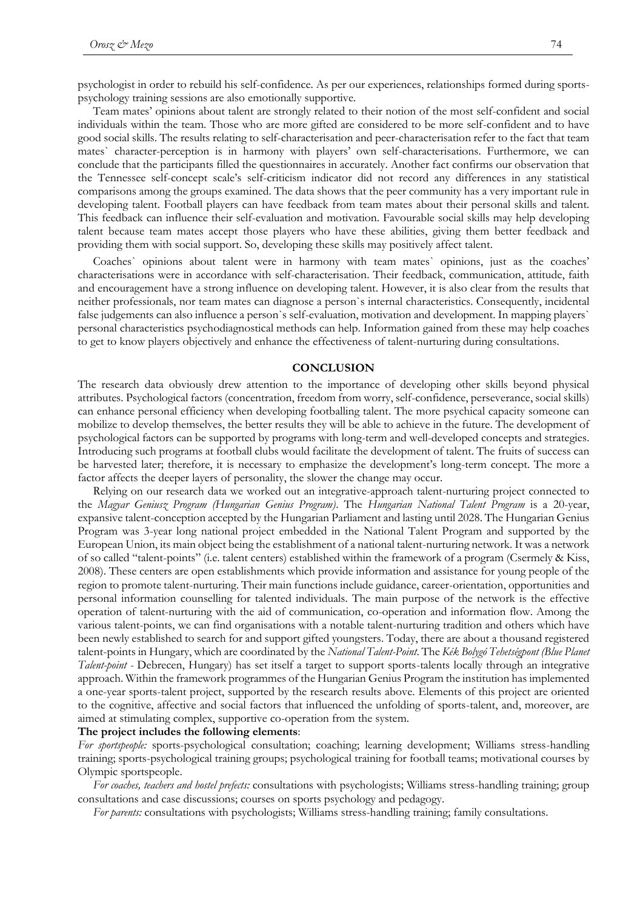psychologist in order to rebuild his self-confidence. As per our experiences, relationships formed during sports-psychology training sessions are also emotionally supportive.

Team mates' opinions about talent are strongly related to their notion of the most self-confident and social individuals within the team. Those who are more gifted are considered to be more self-confident and to have good social skills. The results relating to self-characterisation and peer-characterisation refer to the fact that team mates` character-perception is in harmony with players' own self-characterisations. Furthermore, we can conclude that the participants filled the questionnaires in accurately. Another fact confirms our observation that the Tennessee self-concept scale's self-criticism indicator did not record any differences in any statistical comparisons among the groups examined. The data shows that the peer community has a very important rule in developing talent. Football players can have feedback from team mates about their personal skills and talent. This feedback can influence their self-evaluation and motivation. Favourable social skills may help developing talent because team mates accept those players who have these abilities, giving them better feedback and providing them with social support. So, developing these skills may positively affect talent.

Coaches` opinions about talent were in harmony with team mates` opinions, just as the coaches' characterisations were in accordance with self-characterisation. Their feedback, communication, attitude, faith and encouragement have a strong influence on developing talent. However, it is also clear from the results that neither professionals, nor team mates can diagnose a person`s internal characteristics. Consequently, incidental false judgements can also influence a person`s self-evaluation, motivation and development. In mapping players` personal characteristics psychodiagnostical methods can help. Information gained from these may help coaches to get to know players objectively and enhance the effectiveness of talent-nurturing during consultations.

## CONCLUSION

The research data obviously drew attention to the importance of developing other skills beyond physical attributes. Psychological factors (concentration, freedom from worry, self-confidence, perseverance, social skills) can enhance personal efficiency when developing footballing talent. The more psychical capacity someone can mobilize to develop themselves, the better results they will be able to achieve in the future. The development of psychological factors can be supported by programs with long-term and well-developed concepts and strategies. Introducing such programs at football clubs would facilitate the development of talent. The fruits of success can be harvested later; therefore, it is necessary to emphasize the development's long-term concept. The more a factor affects the deeper layers of personality, the slower the change may occur.

Relying on our research data we worked out an integrative-approach talent-nurturing project connected to the *Magyar Geniusz Program (Hungarian Genius Program)*. The *Hungarian National Talent Program* is a 20-year, expansive talent-conception accepted by the Hungarian Parliament and lasting until 2028. The Hungarian Genius Program was 3-year long national project embedded in the National Talent Program and supported by the European Union, its main object being the establishment of a national talent-nurturing network. It was a network of so called "talent-points" (i.e. talent centers) established within the framework of a program (Csermely & Kiss, 2008). These centers are open establishments which provide information and assistance for young people of the region to promote talent-nurturing. Their main functions include guidance, career-orientation, opportunities and personal information counselling for talented individuals. The main purpose of the network is the effective operation of talent-nurturing with the aid of communication, co-operation and information flow. Among the various talent-points, we can find organisations with a notable talent-nurturing tradition and others which have been newly established to search for and support gifted youngsters. Today, there are about a thousand registered talent-points in Hungary, which are coordinated by the *National Talent-Point*. The *Kék Bolygó Tehetségpont (Blue Planet Talent-point* - Debrecen, Hungary) has set itself a target to support sports-talents locally through an integrative approach. Within the framework programmes of the Hungarian Genius Program the institution has implemented a one-year sports-talent project, supported by the research results above. Elements of this project are oriented to the cognitive, affective and social factors that influenced the unfolding of sports-talent, and, moreover, are aimed at stimulating complex, supportive co-operation from the system.

**The project includes the following elements**:

*For sportspeople:* sports-psychological consultation; coaching; learning development; Williams stress-handling training; sports-psychological training groups; psychological training for football teams; motivational courses by Olympic sportspeople.

*For coaches, teachers and hostel prefects:* consultations with psychologists; Williams stress-handling training; group consultations and case discussions; courses on sports psychology and pedagogy.

*For parents:* consultations with psychologists; Williams stress-handling training; family consultations.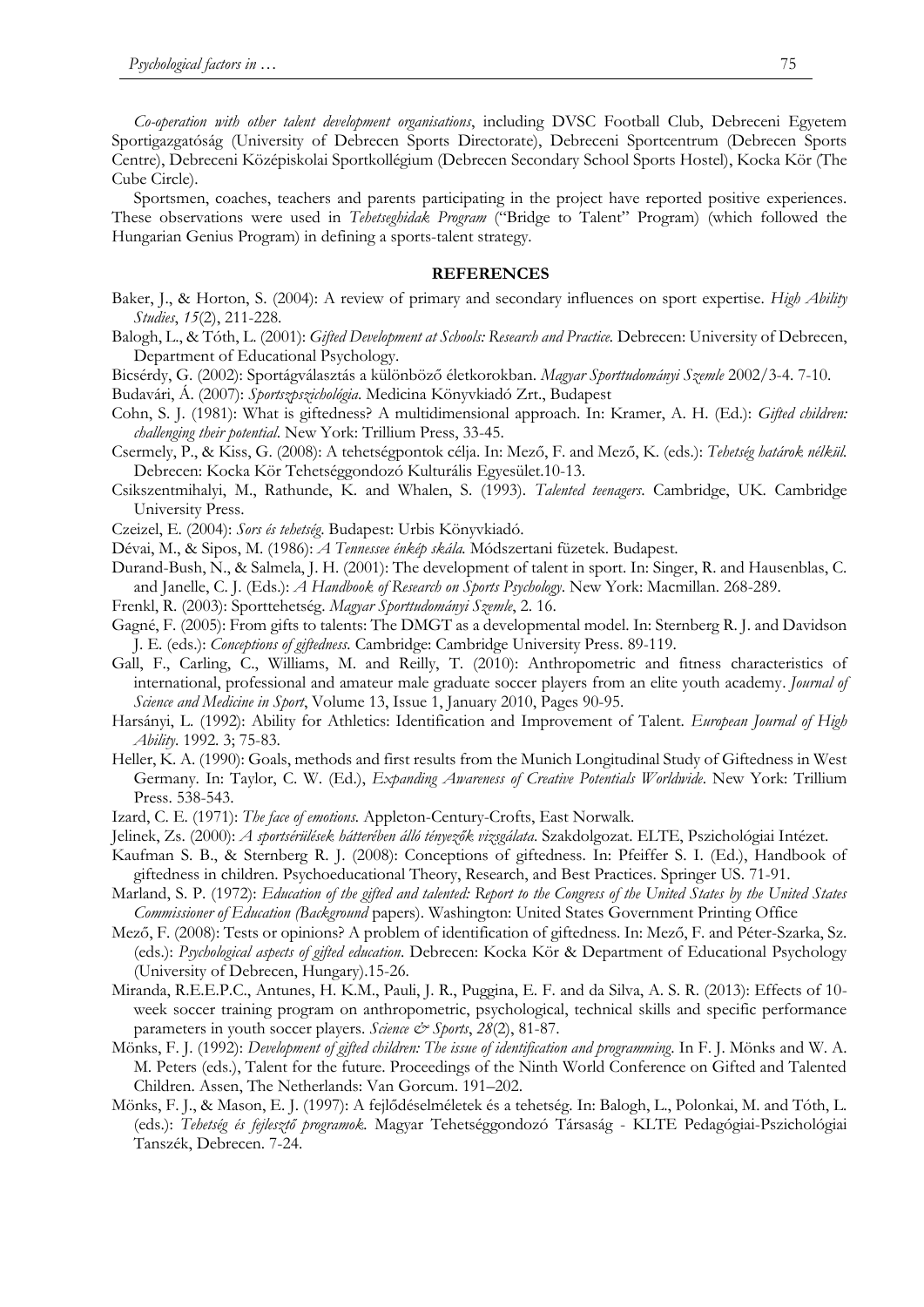*Co-operation with other talent development organisations*, including DVSC Football Club, Debreceni Egyetem Sportigazgatóság (University of Debrecen Sports Directorate), Debreceni Sportcentrum (Debrecen Sports Centre), Debreceni Középiskolai Sportkollégium (Debrecen Secondary School Sports Hostel), Kocka Kör (The Cube Circle).

Sportsmen, coaches, teachers and parents participating in the project have reported positive experiences. These observations were used in *Tehetseghidak Program* ("Bridge to Talent" Program) (which followed the Hungarian Genius Program) in defining a sports-talent strategy.

## REFERENCES

Baker, J., & Horton, S. (2004): A review of primary and secondary influences on sport expertise. *High Ability Studies*, *15*(2), 211-228.

Balogh, L., & Tóth, L. (2001): *Gifted Development at Schools: Research and Practice.* Debrecen: University of Debrecen, Department of Educational Psychology.

Bicsérdy, G. (2002): Sportágválasztás a különböző életkorokban. *Magyar Sporttudományi Szemle* 2002/3-4. 7-10.

Budavári, Á. (2007): *Sportszpszichológia*. Medicina Könyvkiadó Zrt., Budapest

Cohn, S. J. (1981): What is giftedness? A multidimensional approach. In: Kramer, A. H. (Ed.): *Gifted children: challenging their potential*. New York: Trillium Press, 33-45.

Csermely, P., & Kiss, G. (2008): A tehetségpontok célja. In: Mező, F. and Mező, K. (eds.): *Tehetség határok nélkül.* Debrecen: Kocka Kör Tehetséggondozó Kulturális Egyesület.10-13.

Csikszentmihalyi, M., Rathunde, K. and Whalen, S. (1993). *Talented teenagers*. Cambridge, UK. Cambridge University Press.

Czeizel, E. (2004): *Sors és tehetség*. Budapest: Urbis Könyvkiadó.

Dévai, M., & Sipos, M. (1986): *A Tennessee énkép skála.* Módszertani füzetek. Budapest.

Durand-Bush, N., & Salmela, J. H. (2001): The development of talent in sport. In: Singer, R. and Hausenblas, C. and Janelle, C. J. (Eds.): *A Handbook of Research on Sports Psychology*. New York: Macmillan. 268-289.

Frenkl, R. (2003): Sporttehetség. *Magyar Sporttudományi Szemle*, 2. 16.

Gagné, F. (2005): From gifts to talents: The DMGT as a developmental model. In: Sternberg R. J. and Davidson J. E. (eds.): *Conceptions of giftedness*. Cambridge: Cambridge University Press. 89-119.

Gall, F., Carling, C., Williams, M. and Reilly, T. (2010): Anthropometric and fitness characteristics of international, professional and amateur male graduate soccer players from an elite youth academy. *Journal of Science and Medicine in Sport*, Volume 13, Issue 1, January 2010, Pages 90-95.

Harsányi, L. (1992): Ability for Athletics: Identification and Improvement of Talent. *European Journal of High Ability*. 1992. 3; 75-83.

Heller, K. A. (1990): Goals, methods and first results from the Munich Longitudinal Study of Giftedness in West Germany. In: Taylor, C. W. (Ed.), *Expanding Awareness of Creative Potentials Worldwide*. New York: Trillium Press. 538-543.

Izard, C. E. (1971): *The face of emotions.* Appleton-Century-Crofts, East Norwalk.

Jelinek, Zs. (2000): *A sportsérülések hátterében álló tényezők vizsgálata*. Szakdolgozat. ELTE, Pszichológiai Intézet.

Kaufman S. B., & Sternberg R. J. (2008): Conceptions of giftedness. In: Pfeiffer S. I. (Ed.), Handbook of giftedness in children. Psychoeducational Theory, Research, and Best Practices. Springer US. 71-91.

Marland, S. P. (1972): *Education of the gifted and talented: Report to the Congress of the United States by the United States Commissioner of Education (Background* papers). Washington: United States Government Printing Office

Mező, F. (2008): Tests or opinions? A problem of identification of giftedness. In: Mező, F. and Péter-Szarka, Sz. (eds.): *Psychological aspects of gifted education*. Debrecen: Kocka Kör & Department of Educational Psychology (University of Debrecen, Hungary).15-26.

Miranda, R.E.E.P.C., Antunes, H. K.M., Pauli, J. R., Puggina, E. F. and da Silva, A. S. R. (2013): Effects of 10-week soccer training program on anthropometric, psychological, technical skills and specific performance parameters in youth soccer players. *Science & Sports*, *28*(2), 81-87.

Mönks, F. J. (1992): *Development of gifted children: The issue of identification and programming*. In F. J. Mönks and W. A. M. Peters (eds.), Talent for the future. Proceedings of the Ninth World Conference on Gifted and Talented Children. Assen, The Netherlands: Van Gorcum. 191–202.

Mönks, F. J., & Mason, E. J. (1997): A fejlődéselméletek és a tehetség. In: Balogh, L., Polonkai, M. and Tóth, L. (eds.): *Tehetség és fejlesztő programok.* Magyar Tehetséggondozó Társaság - KLTE Pedagógiai-Pszichológiai Tanszék, Debrecen. 7-24.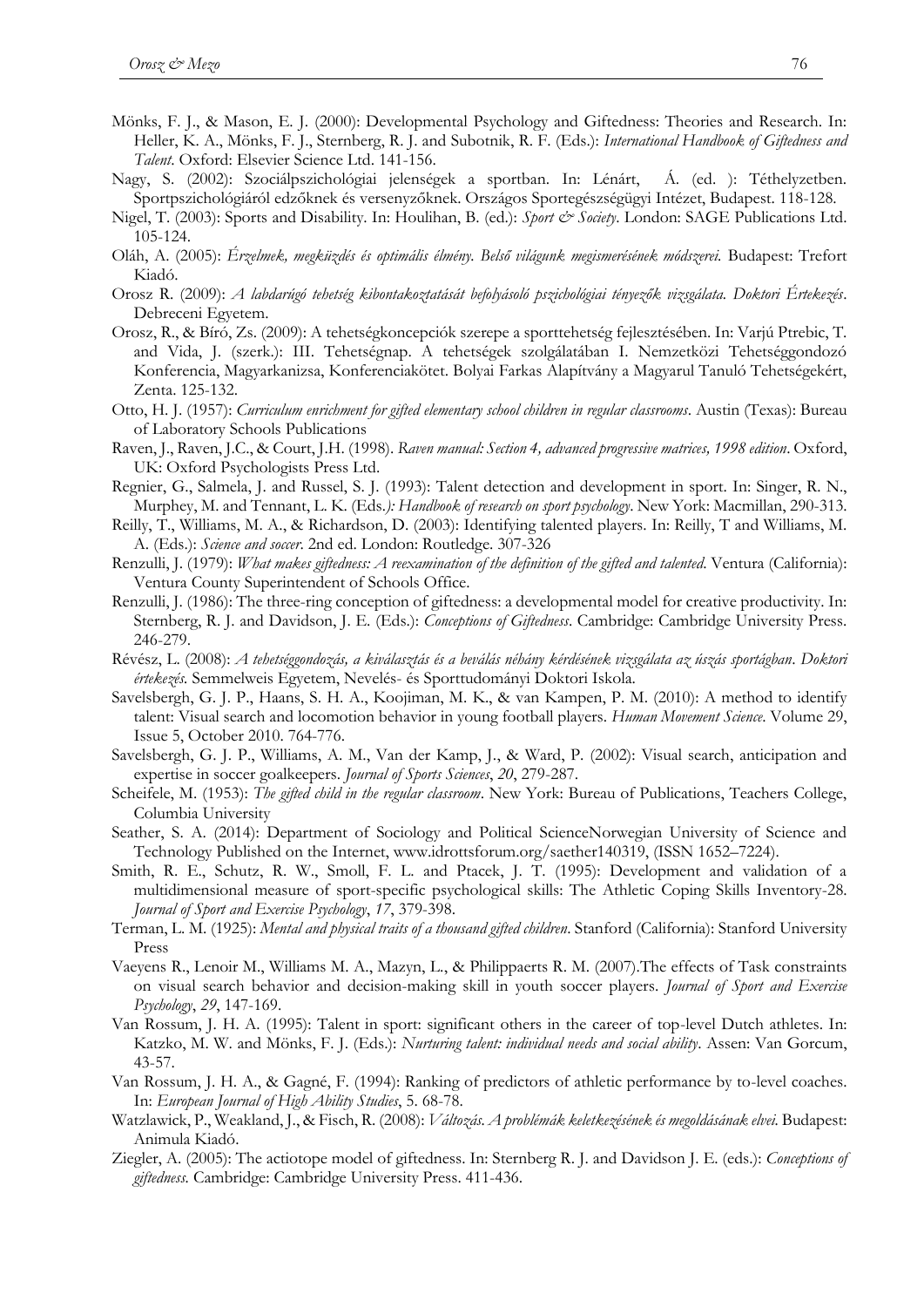Mönks, F. J., & Mason, E. J. (2000): Developmental Psychology and Giftedness: Theories and Research. In: Heller, K. A., Mönks, F. J., Sternberg, R. J. and Subotnik, R. F. (Eds.): *International Handbook of Giftedness and Talent*. Oxford: Elsevier Science Ltd. 141-156.

Nagy, S. (2002): Szociálpszichológiai jelenségek a sportban. In: Lénárt, Á. (ed. ): Téthelyzetben. Sportpszichológiáról edzőknek és versenyzőknek. Országos Sportegészségügyi Intézet, Budapest. 118-128.

Nigel, T. (2003): Sports and Disability. In: Houlihan, B. (ed.): *Sport & Society*. London: SAGE Publications Ltd. 105-124.

Oláh, A. (2005): *Érzelmek, megküzdés és optimális élmény. Belső világunk megismerésének módszerei.* Budapest: Trefort Kiadó.

Orosz R. (2009): *A labdarúgó tehetség kibontakoztatását befolyásoló pszichológiai tényezők vizsgálata. Doktori Értekezés*. Debreceni Egyetem.

Orosz, R., & Bíró, Zs. (2009): A tehetségkoncepciók szerepe a sporttehetség fejlesztésében. In: Varjú Ptrebic, T. and Vida, J. (szerk.): III. Tehetségnap. A tehetségek szolgálatában I. Nemzetközi Tehetséggondozó Konferencia, Magyarkanizsa, Konferenciakötet. Bolyai Farkas Alapítvány a Magyarul Tanuló Tehetségekért, Zenta. 125-132.

Otto, H. J. (1957): *Curriculum enrichment for gifted elementary school children in regular classrooms*. Austin (Texas): Bureau of Laboratory Schools Publications

Raven, J., Raven, J.C., & Court, J.H. (1998). *Raven manual: Section 4, advanced progressive matrices, 1998 edition*. Oxford, UK: Oxford Psychologists Press Ltd.

Regnier, G., Salmela, J. and Russel, S. J. (1993): Talent detection and development in sport. In: Singer, R. N., Murphey, M. and Tennant, L. K. (Eds*.): Handbook of research on sport psychology*. New York: Macmillan, 290-313.

Reilly, T., Williams, M. A., & Richardson, D. (2003): Identifying talented players. In: Reilly, T and Williams, M. A. (Eds.): *Science and soccer*. 2nd ed. London: Routledge. 307-326

Renzulli, J. (1979): *What makes giftedness: A reexamination of the definition of the gifted and talented*. Ventura (California): Ventura County Superintendent of Schools Office.

Renzulli, J. (1986): The three-ring conception of giftedness: a developmental model for creative productivity. In: Sternberg, R. J. and Davidson, J. E. (Eds.): *Conceptions of Giftedness*. Cambridge: Cambridge University Press. 246-279.

Révész, L. (2008): *A tehetséggondozás, a kiválasztás és a beválás néhány kérdésének vizsgálata az úszás sportágban*. *Doktori értekezés.* Semmelweis Egyetem, Nevelés- és Sporttudományi Doktori Iskola.

Savelsbergh, G. J. P., Haans, S. H. A., Koojiman, M. K., & van Kampen, P. M. (2010): A method to identify talent: Visual search and locomotion behavior in young football players. *Human Movement Science*. Volume 29, Issue 5, October 2010. 764-776.

Savelsbergh, G. J. P., Williams, A. M., Van der Kamp, J., & Ward, P. (2002): Visual search, anticipation and expertise in soccer goalkeepers. *Journal of Sports Sciences*, *20*, 279-287.

Scheifele, M. (1953): *The gifted child in the regular classroom*. New York: Bureau of Publications, Teachers College, Columbia University

Seather, S. A. (2014): Department of Sociology and Political ScienceNorwegian University of Science and Technology Published on the Internet, www.idrottsforum.org/saether140319, (ISSN 1652–7224).

Smith, R. E., Schutz, R. W., Smoll, F. L. and Ptacek, J. T. (1995): Development and validation of a multidimensional measure of sport-specific psychological skills: The Athletic Coping Skills Inventory-28. *Journal of Sport and Exercise Psychology*, *17*, 379-398.

Terman, L. M. (1925): *Mental and physical traits of a thousand gifted children*. Stanford (California): Stanford University Press

Vaeyens R., Lenoir M., Williams M. A., Mazyn, L., & Philippaerts R. M. (2007).The effects of Task constraints on visual search behavior and decision-making skill in youth soccer players. *Journal of Sport and Exercise Psychology*, *29*, 147-169.

Van Rossum, J. H. A. (1995): Talent in sport: significant others in the career of top-level Dutch athletes. In: Katzko, M. W. and Mönks, F. J. (Eds.): *Nurturing talent: individual needs and social ability*. Assen: Van Gorcum, 43-57.

Van Rossum, J. H. A., & Gagné, F. (1994): Ranking of predictors of athletic performance by to-level coaches. In: *European Journal of High Ability Studies*, 5. 68-78.

Watzlawick, P., Weakland, J., & Fisch, R. (2008): *Változás. A problémák keletkezésének és megoldásának elvei.* Budapest: Animula Kiadó.

Ziegler, A. (2005): The actiotope model of giftedness. In: Sternberg R. J. and Davidson J. E. (eds.): *Conceptions of giftedness.* Cambridge: Cambridge University Press. 411-436.